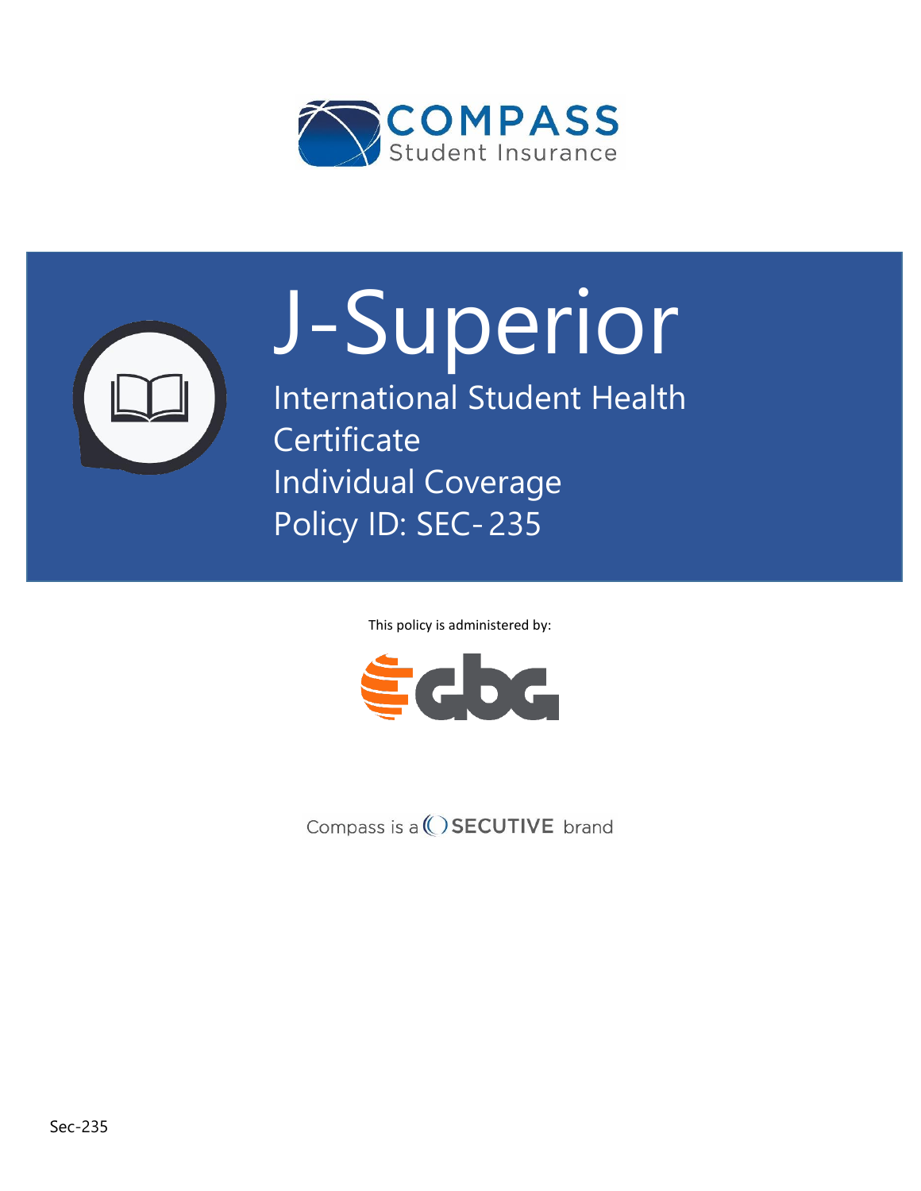COMPASS
Student Insurance

# J-Superior

## International Student Health Certificate
## Individual Coverage
## Policy ID: SEC-235

This policy is administered by:

gbg

Compass is a SECUTIVE brand

Sec-235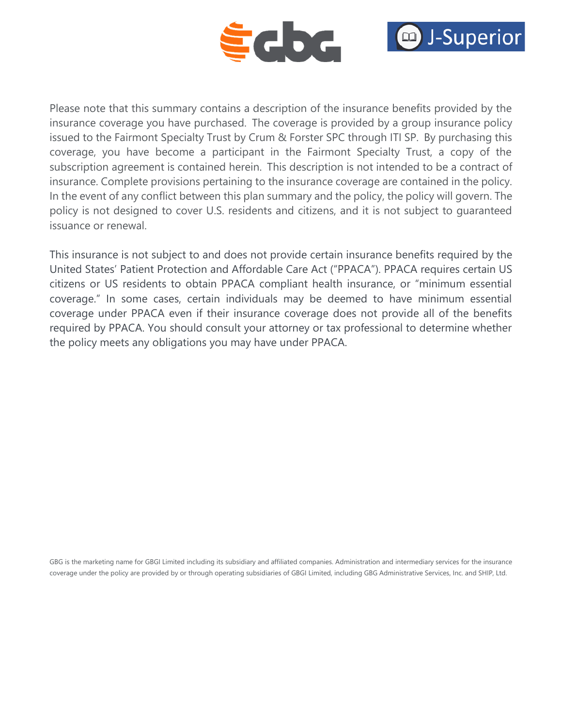Please note that this summary contains a description of the insurance benefits provided by the insurance coverage you have purchased. The coverage is provided by a group insurance policy issued to the Fairmont Specialty Trust by Crum & Forster SPC through ITI SP. By purchasing this coverage, you have become a participant in the Fairmont Specialty Trust, a copy of the subscription agreement is contained herein. This description is not intended to be a contract of insurance. Complete provisions pertaining to the insurance coverage are contained in the policy. In the event of any conflict between this plan summary and the policy, the policy will govern. The policy is not designed to cover U.S. residents and citizens, and it is not subject to guaranteed issuance or renewal.

This insurance is not subject to and does not provide certain insurance benefits required by the United States' Patient Protection and Affordable Care Act ("PPACA"). PPACA requires certain US citizens or US residents to obtain PPACA compliant health insurance, or "minimum essential coverage." In some cases, certain individuals may be deemed to have minimum essential coverage under PPACA even if their insurance coverage does not provide all of the benefits required by PPACA. You should consult your attorney or tax professional to determine whether the policy meets any obligations you may have under PPACA.

GBG is the marketing name for GBGI Limited including its subsidiary and affiliated companies. Administration and intermediary services for the insurance coverage under the policy are provided by or through operating subsidiaries of GBGI Limited, including GBG Administrative Services, Inc. and SHIP, Ltd.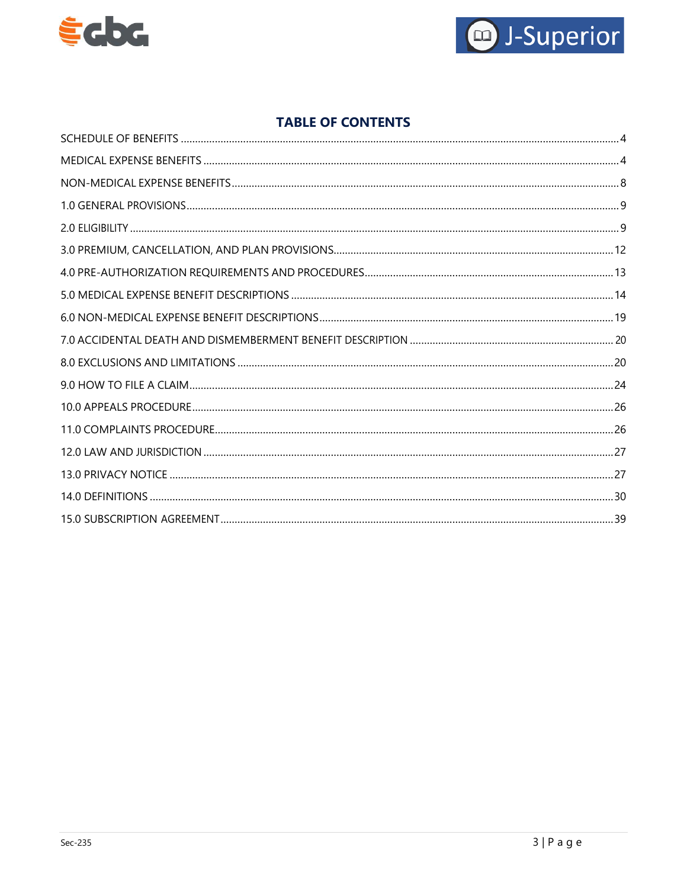## TABLE OF CONTENTS

| | |
|---|---|
| SCHEDULE OF BENEFITS | 4 |
| MEDICAL EXPENSE BENEFITS | 4 |
| NON-MEDICAL EXPENSE BENEFITS | 8 |
| 1.0 GENERAL PROVISIONS | 9 |
| 2.0 ELIGIBILITY | 9 |
| 3.0 PREMIUM, CANCELLATION, AND PLAN PROVISIONS | 12 |
| 4.0 PRE-AUTHORIZATION REQUIREMENTS AND PROCEDURES | 13 |
| 5.0 MEDICAL EXPENSE BENEFIT DESCRIPTIONS | 14 |
| 6.0 NON-MEDICAL EXPENSE BENEFIT DESCRIPTIONS | 19 |
| 7.0 ACCIDENTAL DEATH AND DISMEMBERMENT BENEFIT DESCRIPTION | 20 |
| 8.0 EXCLUSIONS AND LIMITATIONS | 20 |
| 9.0 HOW TO FILE A CLAIM | 24 |
| 10.0 APPEALS PROCEDURE | 26 |
| 11.0 COMPLAINTS PROCEDURE | 26 |
| 12.0 LAW AND JURISDICTION | 27 |
| 13.0 PRIVACY NOTICE | 27 |
| 14.0 DEFINITIONS | 30 |
| 15.0 SUBSCRIPTION AGREEMENT | 39 |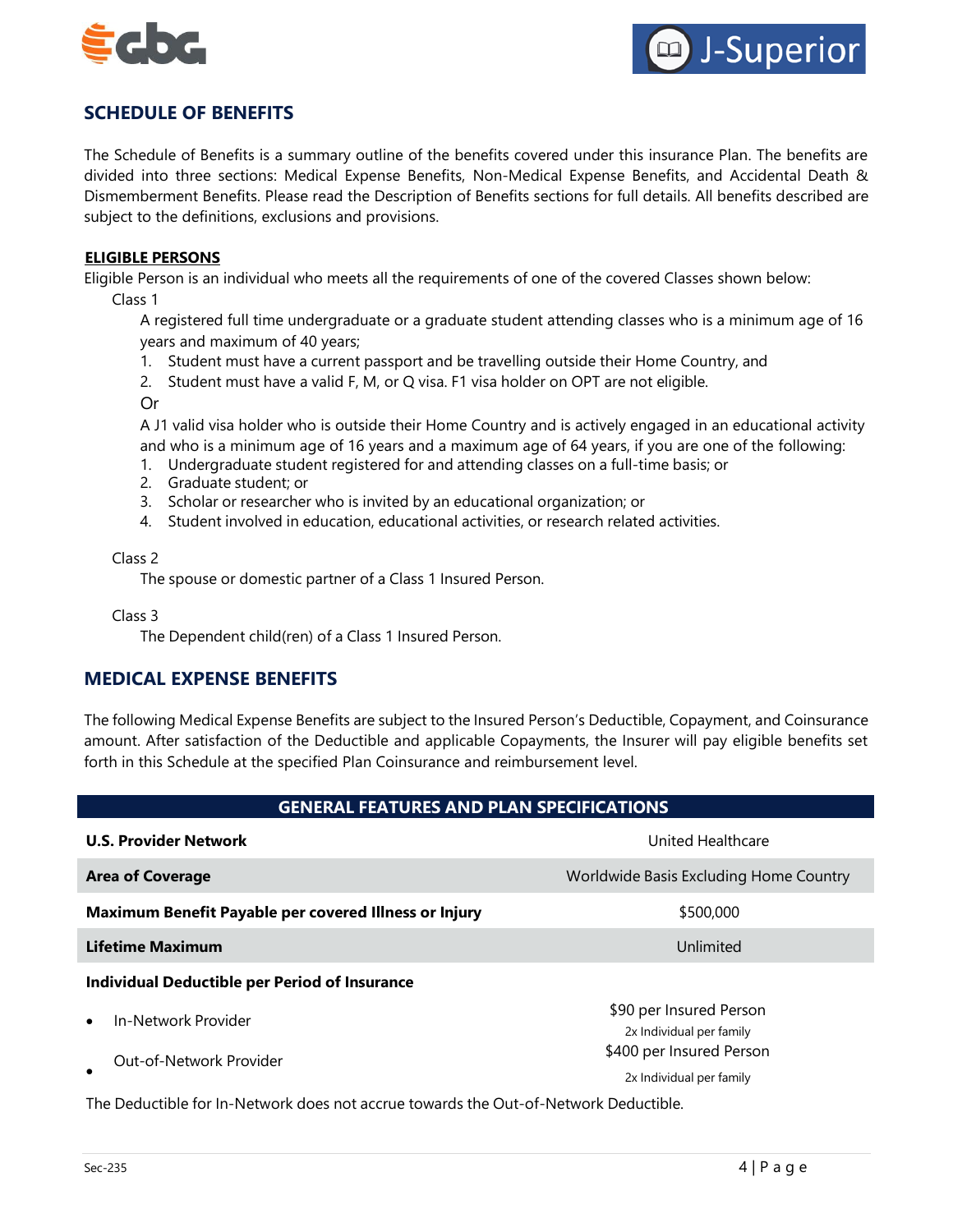## SCHEDULE OF BENEFITS

The Schedule of Benefits is a summary outline of the benefits covered under this insurance Plan. The benefits are divided into three sections: Medical Expense Benefits, Non-Medical Expense Benefits, and Accidental Death & Dismemberment Benefits. Please read the Description of Benefits sections for full details. All benefits described are subject to the definitions, exclusions and provisions.

**ELIGIBLE PERSONS**

Eligible Person is an individual who meets all the requirements of one of the covered Classes shown below:

Class 1

A registered full time undergraduate or a graduate student attending classes who is a minimum age of 16 years and maximum of 40 years;

1. Student must have a current passport and be travelling outside their Home Country, and
2. Student must have a valid F, M, or Q visa. F1 visa holder on OPT are not eligible.

Or

A J1 valid visa holder who is outside their Home Country and is actively engaged in an educational activity and who is a minimum age of 16 years and a maximum age of 64 years, if you are one of the following:

1. Undergraduate student registered for and attending classes on a full-time basis; or
2. Graduate student; or
3. Scholar or researcher who is invited by an educational organization; or
4. Student involved in education, educational activities, or research related activities.

Class 2

The spouse or domestic partner of a Class 1 Insured Person.

Class 3

The Dependent child(ren) of a Class 1 Insured Person.

## MEDICAL EXPENSE BENEFITS

The following Medical Expense Benefits are subject to the Insured Person's Deductible, Copayment, and Coinsurance amount. After satisfaction of the Deductible and applicable Copayments, the Insurer will pay eligible benefits set forth in this Schedule at the specified Plan Coinsurance and reimbursement level.

| GENERAL FEATURES AND PLAN SPECIFICATIONS | |
|---|---|
| **U.S. Provider Network** | United Healthcare |
| **Area of Coverage** | Worldwide Basis Excluding Home Country |
| **Maximum Benefit Payable per covered Illness or Injury** | $500,000 |
| **Lifetime Maximum** | Unlimited |
| **Individual Deductible per Period of Insurance** | |
| • In-Network Provider | $90 per Insured Person<br>2x Individual per family |
| • Out-of-Network Provider | $400 per Insured Person<br>2x Individual per family |

The Deductible for In-Network does not accrue towards the Out-of-Network Deductible.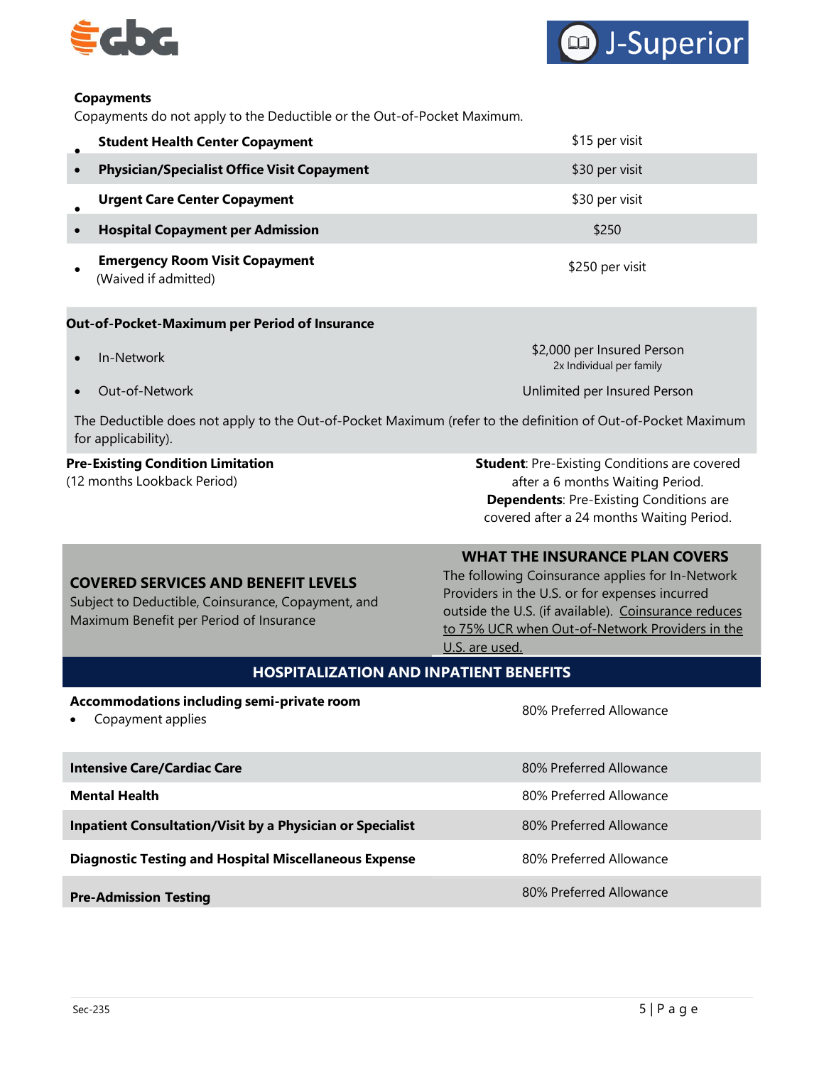**Copayments**

Copayments do not apply to the Deductible or the Out-of-Pocket Maximum.

| | |
|---|---|
| • **Student Health Center Copayment** | $15 per visit |
| • **Physician/Specialist Office Visit Copayment** | $30 per visit |
| • **Urgent Care Center Copayment** | $30 per visit |
| • **Hospital Copayment per Admission** | $250 |
| • **Emergency Room Visit Copayment** (Waived if admitted) | $250 per visit |

**Out-of-Pocket-Maximum per Period of Insurance**

| | |
|---|---|
| • In-Network | $2,000 per Insured Person<br>2x Individual per family |
| • Out-of-Network | Unlimited per Insured Person |

The Deductible does not apply to the Out-of-Pocket Maximum (refer to the definition of Out-of-Pocket Maximum for applicability).

| | |
|---|---|
| **Pre-Existing Condition Limitation**<br>(12 months Lookback Period) | **Student**: Pre-Existing Conditions are covered after a 6 months Waiting Period.<br>**Dependents**: Pre-Existing Conditions are covered after a 24 months Waiting Period. |

| **COVERED SERVICES AND BENEFIT LEVELS**<br>Subject to Deductible, Coinsurance, Copayment, and Maximum Benefit per Period of Insurance | **WHAT THE INSURANCE PLAN COVERS**<br>The following Coinsurance applies for In-Network Providers in the U.S. or for expenses incurred outside the U.S. (if available). Coinsurance reduces to 75% UCR when Out-of-Network Providers in the U.S. are used. |
|---|---|
| **HOSPITALIZATION AND INPATIENT BENEFITS** | |
| **Accommodations including semi-private room**<br>• Copayment applies | 80% Preferred Allowance |
| **Intensive Care/Cardiac Care** | 80% Preferred Allowance |
| **Mental Health** | 80% Preferred Allowance |
| **Inpatient Consultation/Visit by a Physician or Specialist** | 80% Preferred Allowance |
| **Diagnostic Testing and Hospital Miscellaneous Expense** | 80% Preferred Allowance |
| **Pre-Admission Testing** | 80% Preferred Allowance |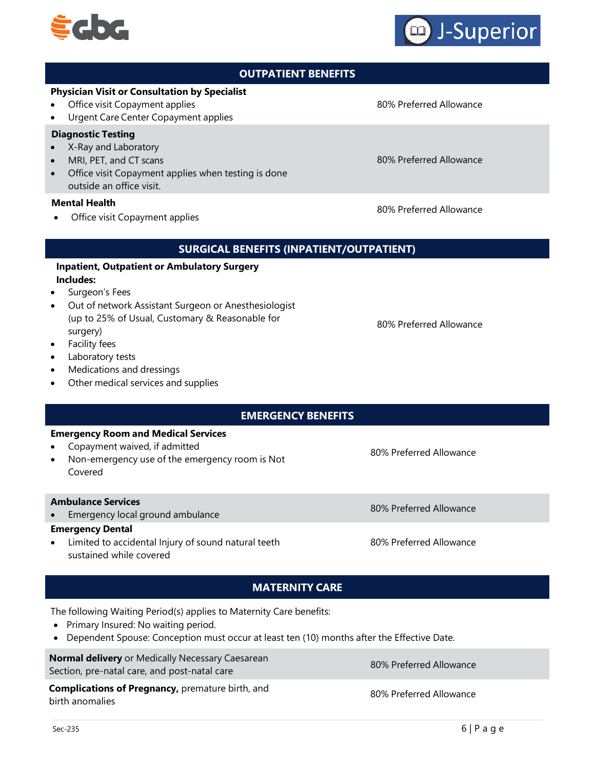## OUTPUTPATIENT BENEFITS

| Benefit | Coverage |
|---|---|
| **Physician Visit or Consultation by Specialist**<br>• Office visit Copayment applies<br>• Urgent Care Center Copayment applies | 80% Preferred Allowance |
| **Diagnostic Testing**<br>• X-Ray and Laboratory<br>• MRI, PET, and CT scans<br>• Office visit Copayment applies when testing is done outside an office visit. | 80% Preferred Allowance |
| **Mental Health**<br>• Office visit Copayment applies | 80% Preferred Allowance |

## SURGICAL BENEFITS (INPATIENT/OUTPATIENT)

| Benefit | Coverage |
|---|---|
| **Inpatient, Outpatient or Ambulatory Surgery**<br>**Includes:**<br>• Surgeon's Fees<br>• Out of network Assistant Surgeon or Anesthesiologist (up to 25% of Usual, Customary & Reasonable for surgery)<br>• Facility fees<br>• Laboratory tests<br>• Medications and dressings<br>• Other medical services and supplies | 80% Preferred Allowance |

## EMERGENCY BENEFITS

| Benefit | Coverage |
|---|---|
| **Emergency Room and Medical Services**<br>• Copayment waived, if admitted<br>• Non-emergency use of the emergency room is Not Covered | 80% Preferred Allowance |
| **Ambulance Services**<br>• Emergency local ground ambulance | 80% Preferred Allowance |
| **Emergency Dental**<br>• Limited to accidental Injury of sound natural teeth sustained while covered | 80% Preferred Allowance |

## MATERNITY CARE

The following Waiting Period(s) applies to Maternity Care benefits:

- Primary Insured: No waiting period.
- Dependent Spouse: Conception must occur at least ten (10) months after the Effective Date.

| Benefit | Coverage |
|---|---|
| **Normal delivery** or Medically Necessary Caesarean Section, pre-natal care, and post-natal care | 80% Preferred Allowance |
| **Complications of Pregnancy,** premature birth, and birth anomalies | 80% Preferred Allowance |

Sec-235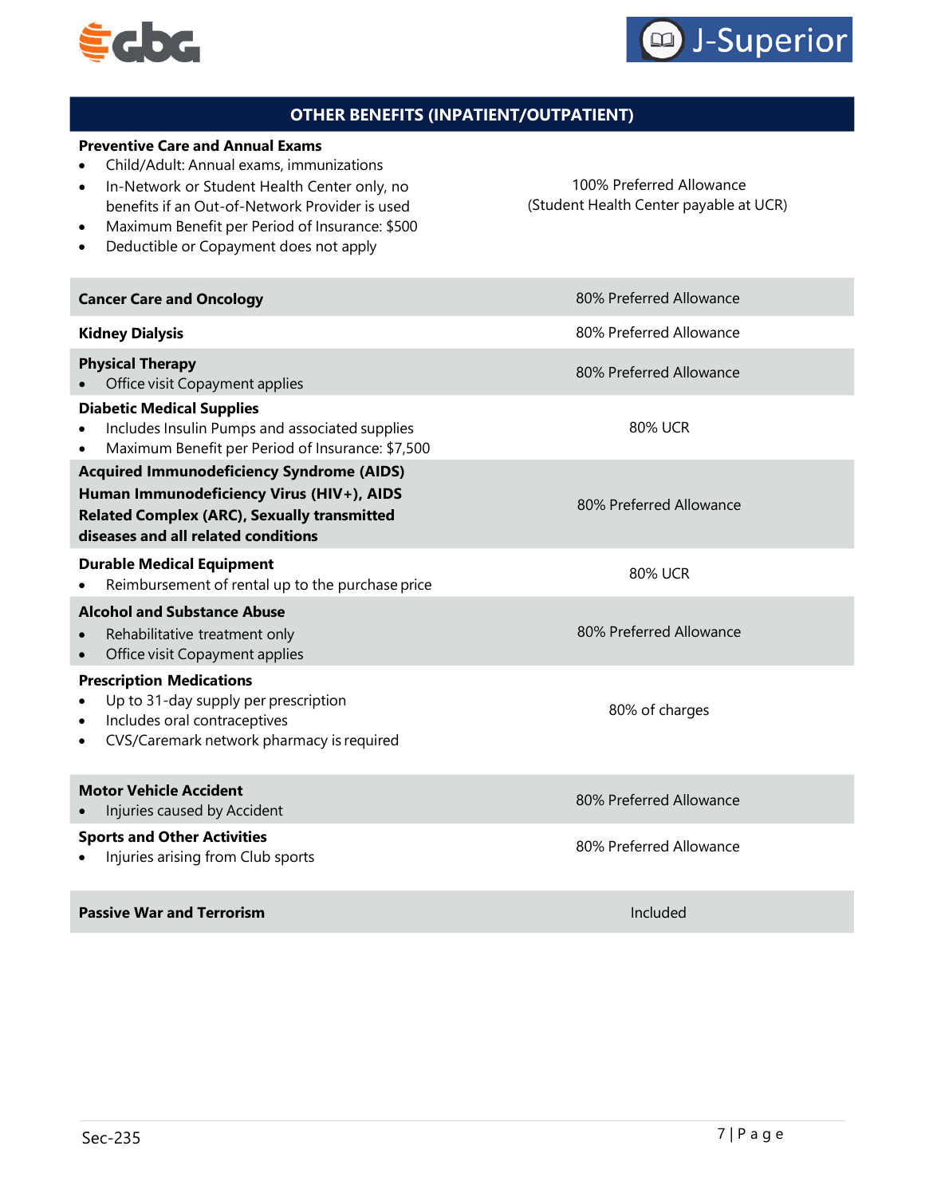## OTHER BENEFITS (INPATIENT/OUTPATIENT)

| Benefit | Coverage |
|---|---|
| **Preventive Care and Annual Exams**<br>• Child/Adult: Annual exams, immunizations<br>• In-Network or Student Health Center only, no benefits if an Out-of-Network Provider is used<br>• Maximum Benefit per Period of Insurance: $500<br>• Deductible or Copayment does not apply | 100% Preferred Allowance (Student Health Center payable at UCR) |
| **Cancer Care and Oncology** | 80% Preferred Allowance |
| **Kidney Dialysis** | 80% Preferred Allowance |
| **Physical Therapy**<br>• Office visit Copayment applies | 80% Preferred Allowance |
| **Diabetic Medical Supplies**<br>• Includes Insulin Pumps and associated supplies<br>• Maximum Benefit per Period of Insurance: $7,500 | 80% UCR |
| **Acquired Immunodeficiency Syndrome (AIDS) Human Immunodeficiency Virus (HIV+), AIDS Related Complex (ARC), Sexually transmitted diseases and all related conditions** | 80% Preferred Allowance |
| **Durable Medical Equipment**<br>• Reimbursement of rental up to the purchase price | 80% UCR |
| **Alcohol and Substance Abuse**<br>• Rehabilitative treatment only<br>• Office visit Copayment applies | 80% Preferred Allowance |
| **Prescription Medications**<br>• Up to 31-day supply per prescription<br>• Includes oral contraceptives<br>• CVS/Caremark network pharmacy is required | 80% of charges |
| **Motor Vehicle Accident**<br>• Injuries caused by Accident | 80% Preferred Allowance |
| **Sports and Other Activities**<br>• Injuries arising from Club sports | 80% Preferred Allowance |
| **Passive War and Terrorism** | Included |

Sec-235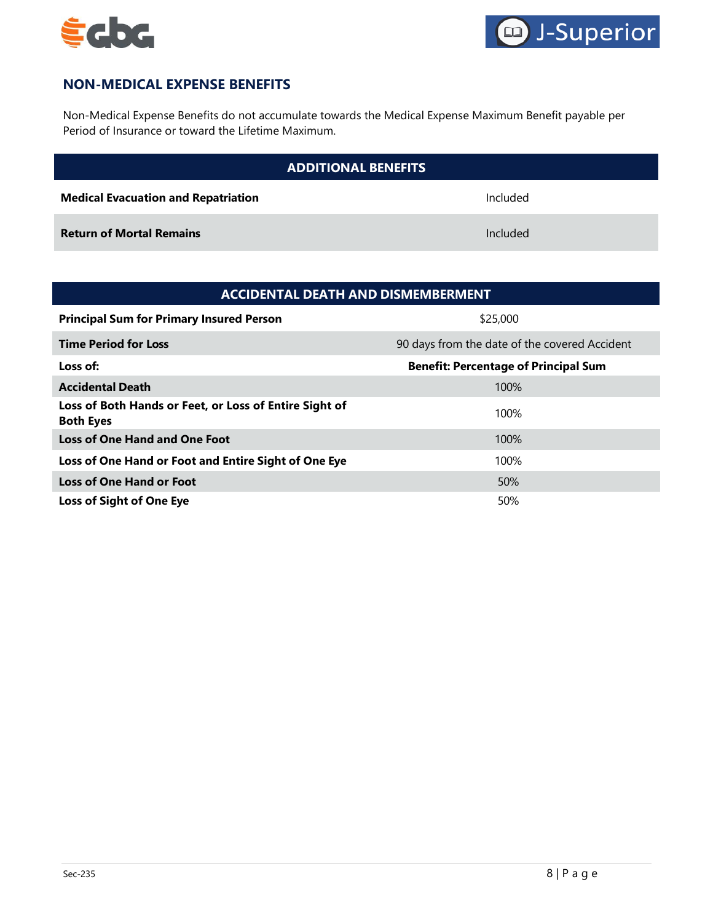## NON-MEDICAL EXPENSE BENEFITS

Non-Medical Expense Benefits do not accumulate towards the Medical Expense Maximum Benefit payable per Period of Insurance or toward the Lifetime Maximum.

| ADDITIONAL BENEFITS | |
|---|---|
| **Medical Evacuation and Repatriation** | Included |
| **Return of Mortal Remains** | Included |

| ACCIDENTAL DEATH AND DISMEMBERMENT | |
|---|---|
| **Principal Sum for Primary Insured Person** | $25,000 |
| **Time Period for Loss** | 90 days from the date of the covered Accident |
| **Loss of:** | **Benefit: Percentage of Principal Sum** |
| **Accidental Death** | 100% |
| **Loss of Both Hands or Feet, or Loss of Entire Sight of Both Eyes** | 100% |
| **Loss of One Hand and One Foot** | 100% |
| **Loss of One Hand or Foot and Entire Sight of One Eye** | 100% |
| **Loss of One Hand or Foot** | 50% |
| **Loss of Sight of One Eye** | 50% |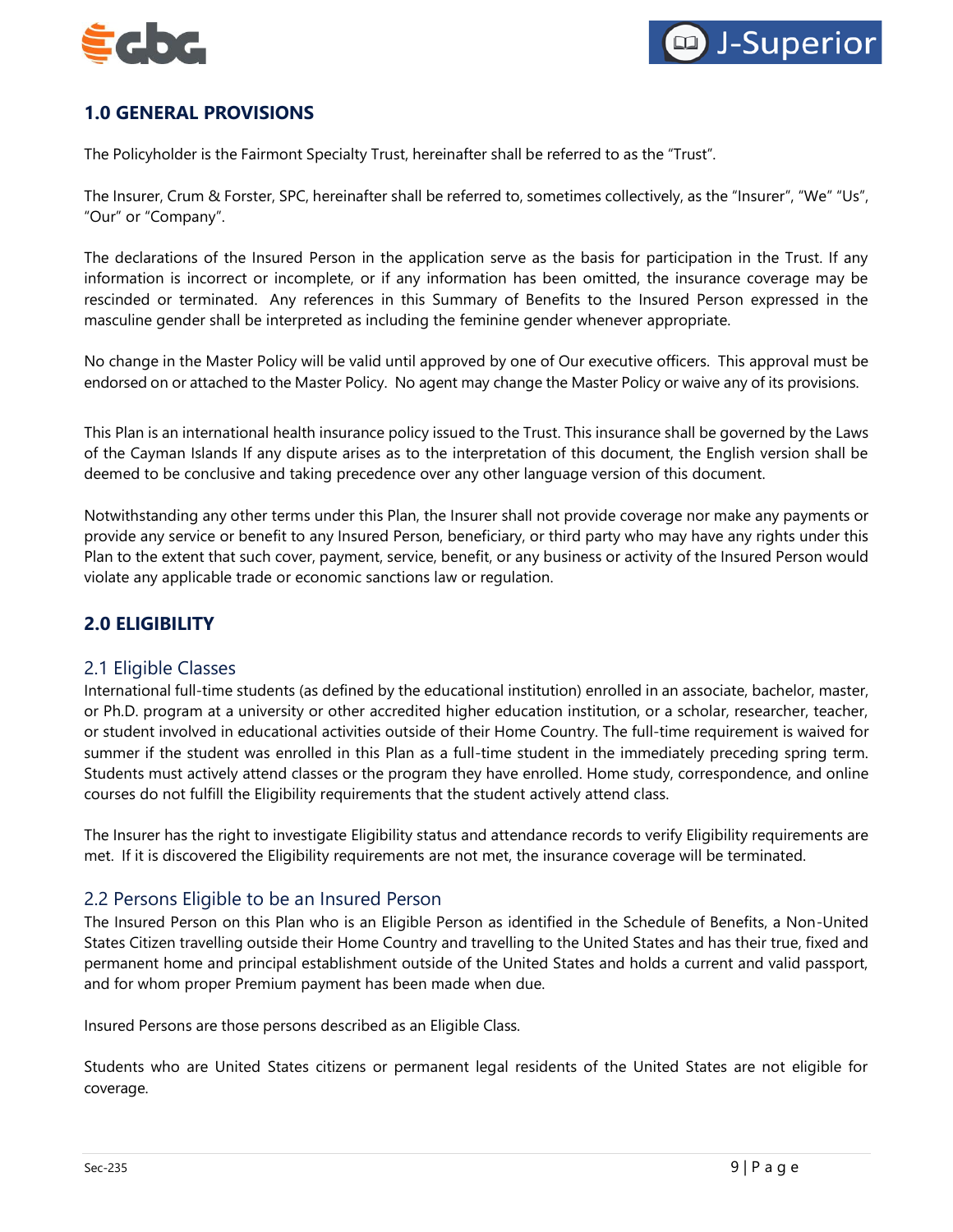## 1.0 GENERAL PROVISIONS

The Policyholder is the Fairmont Specialty Trust, hereinafter shall be referred to as the "Trust".

The Insurer, Crum & Forster, SPC, hereinafter shall be referred to, sometimes collectively, as the "Insurer", "We" "Us", "Our" or "Company".

The declarations of the Insured Person in the application serve as the basis for participation in the Trust. If any information is incorrect or incomplete, or if any information has been omitted, the insurance coverage may be rescinded or terminated. Any references in this Summary of Benefits to the Insured Person expressed in the masculine gender shall be interpreted as including the feminine gender whenever appropriate.

No change in the Master Policy will be valid until approved by one of Our executive officers. This approval must be endorsed on or attached to the Master Policy. No agent may change the Master Policy or waive any of its provisions.

This Plan is an international health insurance policy issued to the Trust. This insurance shall be governed by the Laws of the Cayman Islands If any dispute arises as to the interpretation of this document, the English version shall be deemed to be conclusive and taking precedence over any other language version of this document.

Notwithstanding any other terms under this Plan, the Insurer shall not provide coverage nor make any payments or provide any service or benefit to any Insured Person, beneficiary, or third party who may have any rights under this Plan to the extent that such cover, payment, service, benefit, or any business or activity of the Insured Person would violate any applicable trade or economic sanctions law or regulation.

## 2.0 ELIGIBILITY

### 2.1 Eligible Classes

International full-time students (as defined by the educational institution) enrolled in an associate, bachelor, master, or Ph.D. program at a university or other accredited higher education institution, or a scholar, researcher, teacher, or student involved in educational activities outside of their Home Country. The full-time requirement is waived for summer if the student was enrolled in this Plan as a full-time student in the immediately preceding spring term. Students must actively attend classes or the program they have enrolled. Home study, correspondence, and online courses do not fulfill the Eligibility requirements that the student actively attend class.

The Insurer has the right to investigate Eligibility status and attendance records to verify Eligibility requirements are met. If it is discovered the Eligibility requirements are not met, the insurance coverage will be terminated.

### 2.2 Persons Eligible to be an Insured Person

The Insured Person on this Plan who is an Eligible Person as identified in the Schedule of Benefits, a Non-United States Citizen travelling outside their Home Country and travelling to the United States and has their true, fixed and permanent home and principal establishment outside of the United States and holds a current and valid passport, and for whom proper Premium payment has been made when due.

Insured Persons are those persons described as an Eligible Class.

Students who are United States citizens or permanent legal residents of the United States are not eligible for coverage.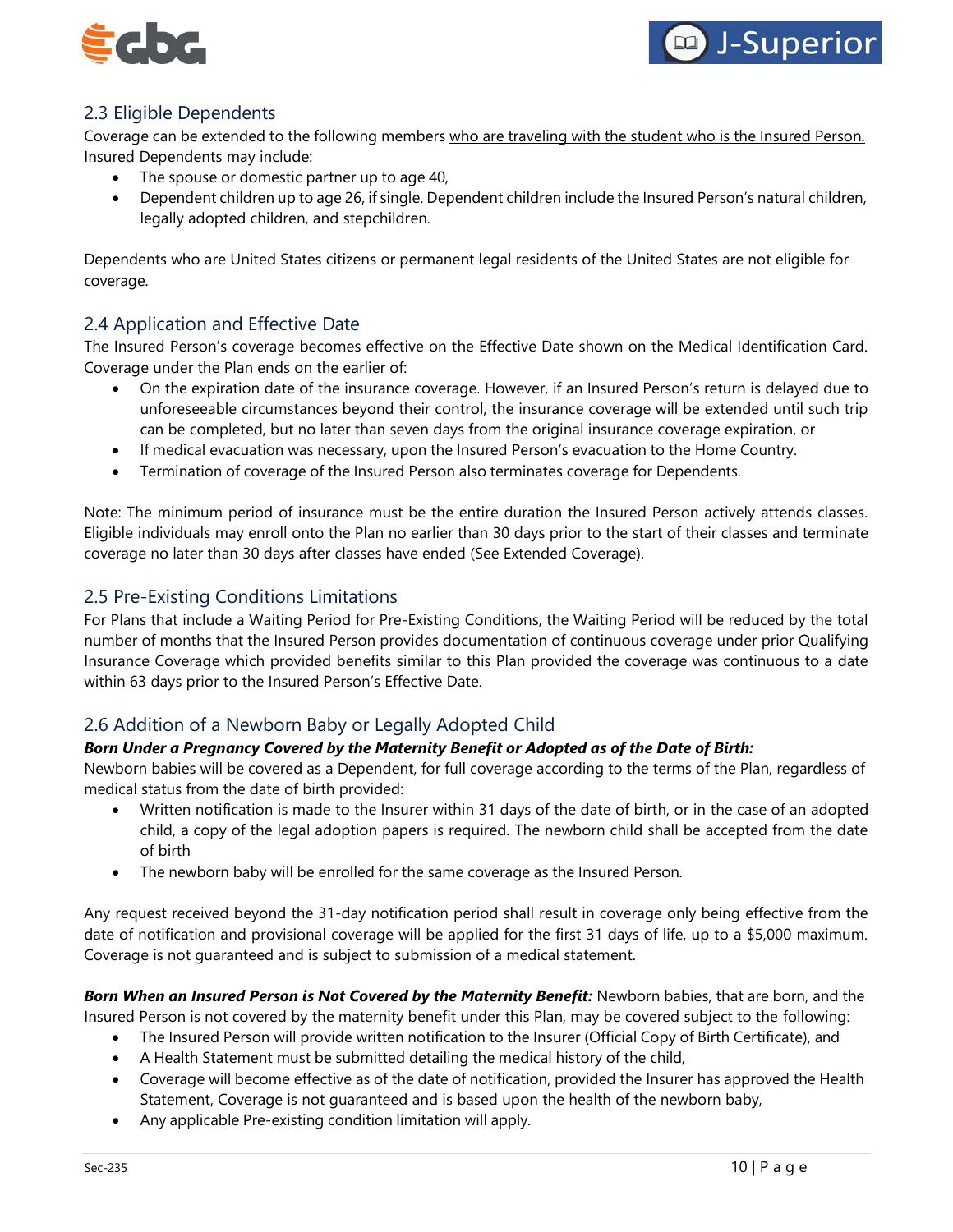## 2.3 Eligible Dependents

Coverage can be extended to the following members who are traveling with the student who is the Insured Person. Insured Dependents may include:

- The spouse or domestic partner up to age 40,
- Dependent children up to age 26, if single. Dependent children include the Insured Person's natural children, legally adopted children, and stepchildren.

Dependents who are United States citizens or permanent legal residents of the United States are not eligible for coverage.

## 2.4 Application and Effective Date

The Insured Person's coverage becomes effective on the Effective Date shown on the Medical Identification Card. Coverage under the Plan ends on the earlier of:

- On the expiration date of the insurance coverage. However, if an Insured Person's return is delayed due to unforeseeable circumstances beyond their control, the insurance coverage will be extended until such trip can be completed, but no later than seven days from the original insurance coverage expiration, or
- If medical evacuation was necessary, upon the Insured Person's evacuation to the Home Country.
- Termination of coverage of the Insured Person also terminates coverage for Dependents.

Note: The minimum period of insurance must be the entire duration the Insured Person actively attends classes. Eligible individuals may enroll onto the Plan no earlier than 30 days prior to the start of their classes and terminate coverage no later than 30 days after classes have ended (See Extended Coverage).

## 2.5 Pre-Existing Conditions Limitations

For Plans that include a Waiting Period for Pre-Existing Conditions, the Waiting Period will be reduced by the total number of months that the Insured Person provides documentation of continuous coverage under prior Qualifying Insurance Coverage which provided benefits similar to this Plan provided the coverage was continuous to a date within 63 days prior to the Insured Person's Effective Date.

## 2.6 Addition of a Newborn Baby or Legally Adopted Child

***Born Under a Pregnancy Covered by the Maternity Benefit or Adopted as of the Date of Birth:***
Newborn babies will be covered as a Dependent, for full coverage according to the terms of the Plan, regardless of medical status from the date of birth provided:

- Written notification is made to the Insurer within 31 days of the date of birth, or in the case of an adopted child, a copy of the legal adoption papers is required. The newborn child shall be accepted from the date of birth
- The newborn baby will be enrolled for the same coverage as the Insured Person.

Any request received beyond the 31-day notification period shall result in coverage only being effective from the date of notification and provisional coverage will be applied for the first 31 days of life, up to a $5,000 maximum. Coverage is not guaranteed and is subject to submission of a medical statement.

***Born When an Insured Person is Not Covered by the Maternity Benefit:*** Newborn babies, that are born, and the Insured Person is not covered by the maternity benefit under this Plan, may be covered subject to the following:

- The Insured Person will provide written notification to the Insurer (Official Copy of Birth Certificate), and
- A Health Statement must be submitted detailing the medical history of the child,
- Coverage will become effective as of the date of notification, provided the Insurer has approved the Health Statement, Coverage is not guaranteed and is based upon the health of the newborn baby,
- Any applicable Pre-existing condition limitation will apply.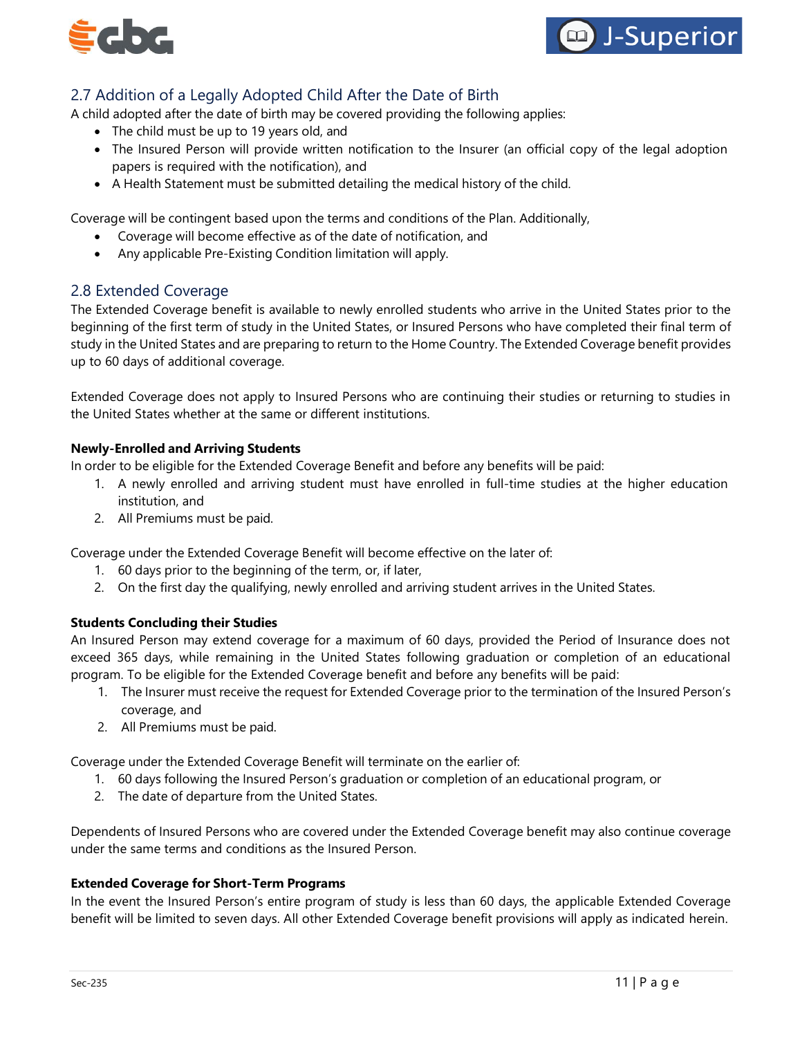## 2.7 Addition of a Legally Adopted Child After the Date of Birth

A child adopted after the date of birth may be covered providing the following applies:

- The child must be up to 19 years old, and
- The Insured Person will provide written notification to the Insurer (an official copy of the legal adoption papers is required with the notification), and
- A Health Statement must be submitted detailing the medical history of the child.

Coverage will be contingent based upon the terms and conditions of the Plan. Additionally,

- Coverage will become effective as of the date of notification, and
- Any applicable Pre-Existing Condition limitation will apply.

## 2.8 Extended Coverage

The Extended Coverage benefit is available to newly enrolled students who arrive in the United States prior to the beginning of the first term of study in the United States, or Insured Persons who have completed their final term of study in the United States and are preparing to return to the Home Country. The Extended Coverage benefit provides up to 60 days of additional coverage.

Extended Coverage does not apply to Insured Persons who are continuing their studies or returning to studies in the United States whether at the same or different institutions.

**Newly-Enrolled and Arriving Students**

In order to be eligible for the Extended Coverage Benefit and before any benefits will be paid:

1. A newly enrolled and arriving student must have enrolled in full-time studies at the higher education institution, and
2. All Premiums must be paid.

Coverage under the Extended Coverage Benefit will become effective on the later of:

1. 60 days prior to the beginning of the term, or, if later,
2. On the first day the qualifying, newly enrolled and arriving student arrives in the United States.

**Students Concluding their Studies**

An Insured Person may extend coverage for a maximum of 60 days, provided the Period of Insurance does not exceed 365 days, while remaining in the United States following graduation or completion of an educational program. To be eligible for the Extended Coverage benefit and before any benefits will be paid:

1. The Insurer must receive the request for Extended Coverage prior to the termination of the Insured Person's coverage, and
2. All Premiums must be paid.

Coverage under the Extended Coverage Benefit will terminate on the earlier of:

1. 60 days following the Insured Person's graduation or completion of an educational program, or
2. The date of departure from the United States.

Dependents of Insured Persons who are covered under the Extended Coverage benefit may also continue coverage under the same terms and conditions as the Insured Person.

**Extended Coverage for Short-Term Programs**

In the event the Insured Person's entire program of study is less than 60 days, the applicable Extended Coverage benefit will be limited to seven days. All other Extended Coverage benefit provisions will apply as indicated herein.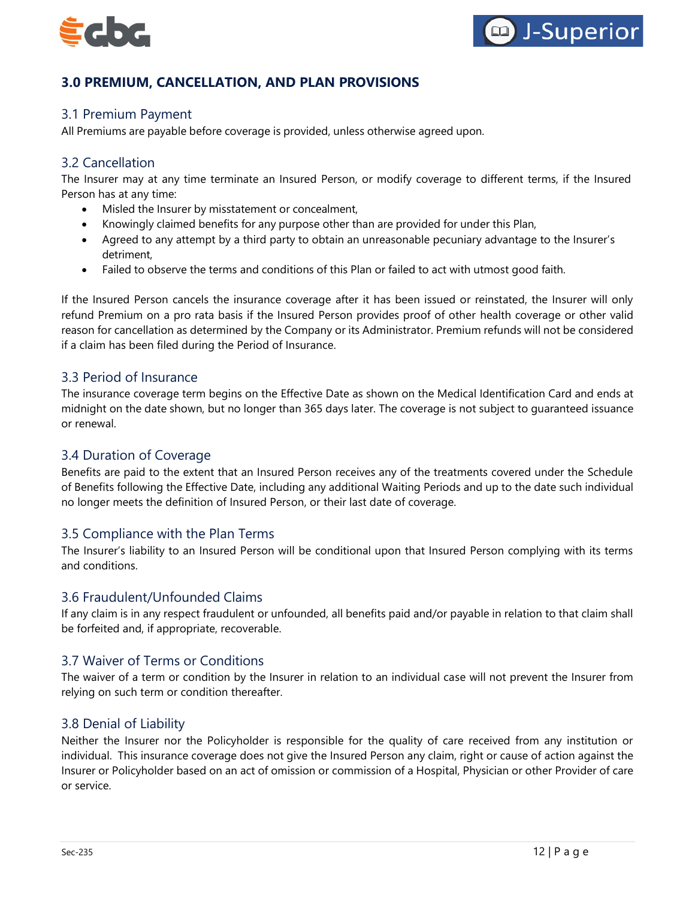## 3.0 PREMIUM, CANCELLATION, AND PLAN PROVISIONS

### 3.1 Premium Payment

All Premiums are payable before coverage is provided, unless otherwise agreed upon.

### 3.2 Cancellation

The Insurer may at any time terminate an Insured Person, or modify coverage to different terms, if the Insured Person has at any time:

- Misled the Insurer by misstatement or concealment,
- Knowingly claimed benefits for any purpose other than are provided for under this Plan,
- Agreed to any attempt by a third party to obtain an unreasonable pecuniary advantage to the Insurer's detriment,
- Failed to observe the terms and conditions of this Plan or failed to act with utmost good faith.

If the Insured Person cancels the insurance coverage after it has been issued or reinstated, the Insurer will only refund Premium on a pro rata basis if the Insured Person provides proof of other health coverage or other valid reason for cancellation as determined by the Company or its Administrator. Premium refunds will not be considered if a claim has been filed during the Period of Insurance.

### 3.3 Period of Insurance

The insurance coverage term begins on the Effective Date as shown on the Medical Identification Card and ends at midnight on the date shown, but no longer than 365 days later. The coverage is not subject to guaranteed issuance or renewal.

### 3.4 Duration of Coverage

Benefits are paid to the extent that an Insured Person receives any of the treatments covered under the Schedule of Benefits following the Effective Date, including any additional Waiting Periods and up to the date such individual no longer meets the definition of Insured Person, or their last date of coverage.

### 3.5 Compliance with the Plan Terms

The Insurer's liability to an Insured Person will be conditional upon that Insured Person complying with its terms and conditions.

### 3.6 Fraudulent/Unfounded Claims

If any claim is in any respect fraudulent or unfounded, all benefits paid and/or payable in relation to that claim shall be forfeited and, if appropriate, recoverable.

### 3.7 Waiver of Terms or Conditions

The waiver of a term or condition by the Insurer in relation to an individual case will not prevent the Insurer from relying on such term or condition thereafter.

### 3.8 Denial of Liability

Neither the Insurer nor the Policyholder is responsible for the quality of care received from any institution or individual. This insurance coverage does not give the Insured Person any claim, right or cause of action against the Insurer or Policyholder based on an act of omission or commission of a Hospital, Physician or other Provider of care or service.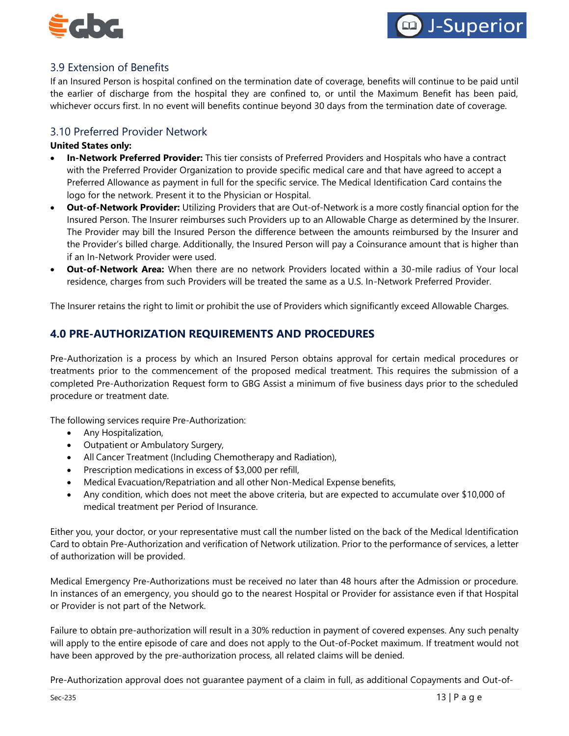## 3.9 Extension of Benefits

If an Insured Person is hospital confined on the termination date of coverage, benefits will continue to be paid until the earlier of discharge from the hospital they are confined to, or until the Maximum Benefit has been paid, whichever occurs first. In no event will benefits continue beyond 30 days from the termination date of coverage.

## 3.10 Preferred Provider Network

**United States only:**

- **In-Network Preferred Provider:** This tier consists of Preferred Providers and Hospitals who have a contract with the Preferred Provider Organization to provide specific medical care and that have agreed to accept a Preferred Allowance as payment in full for the specific service. The Medical Identification Card contains the logo for the network. Present it to the Physician or Hospital.
- **Out-of-Network Provider:** Utilizing Providers that are Out-of-Network is a more costly financial option for the Insured Person. The Insurer reimburses such Providers up to an Allowable Charge as determined by the Insurer. The Provider may bill the Insured Person the difference between the amounts reimbursed by the Insurer and the Provider's billed charge. Additionally, the Insured Person will pay a Coinsurance amount that is higher than if an In-Network Provider were used.
- **Out-of-Network Area:** When there are no network Providers located within a 30-mile radius of Your local residence, charges from such Providers will be treated the same as a U.S. In-Network Preferred Provider.

The Insurer retains the right to limit or prohibit the use of Providers which significantly exceed Allowable Charges.

# 4.0 PRE-AUTHORIZATION REQUIREMENTS AND PROCEDURES

Pre-Authorization is a process by which an Insured Person obtains approval for certain medical procedures or treatments prior to the commencement of the proposed medical treatment. This requires the submission of a completed Pre-Authorization Request form to GBG Assist a minimum of five business days prior to the scheduled procedure or treatment date.

The following services require Pre-Authorization:

- Any Hospitalization,
- Outpatient or Ambulatory Surgery,
- All Cancer Treatment (Including Chemotherapy and Radiation),
- Prescription medications in excess of $3,000 per refill,
- Medical Evacuation/Repatriation and all other Non-Medical Expense benefits,
- Any condition, which does not meet the above criteria, but are expected to accumulate over $10,000 of medical treatment per Period of Insurance.

Either you, your doctor, or your representative must call the number listed on the back of the Medical Identification Card to obtain Pre-Authorization and verification of Network utilization. Prior to the performance of services, a letter of authorization will be provided.

Medical Emergency Pre-Authorizations must be received no later than 48 hours after the Admission or procedure. In instances of an emergency, you should go to the nearest Hospital or Provider for assistance even if that Hospital or Provider is not part of the Network.

Failure to obtain pre-authorization will result in a 30% reduction in payment of covered expenses. Any such penalty will apply to the entire episode of care and does not apply to the Out-of-Pocket maximum. If treatment would not have been approved by the pre-authorization process, all related claims will be denied.

Pre-Authorization approval does not guarantee payment of a claim in full, as additional Copayments and Out-of-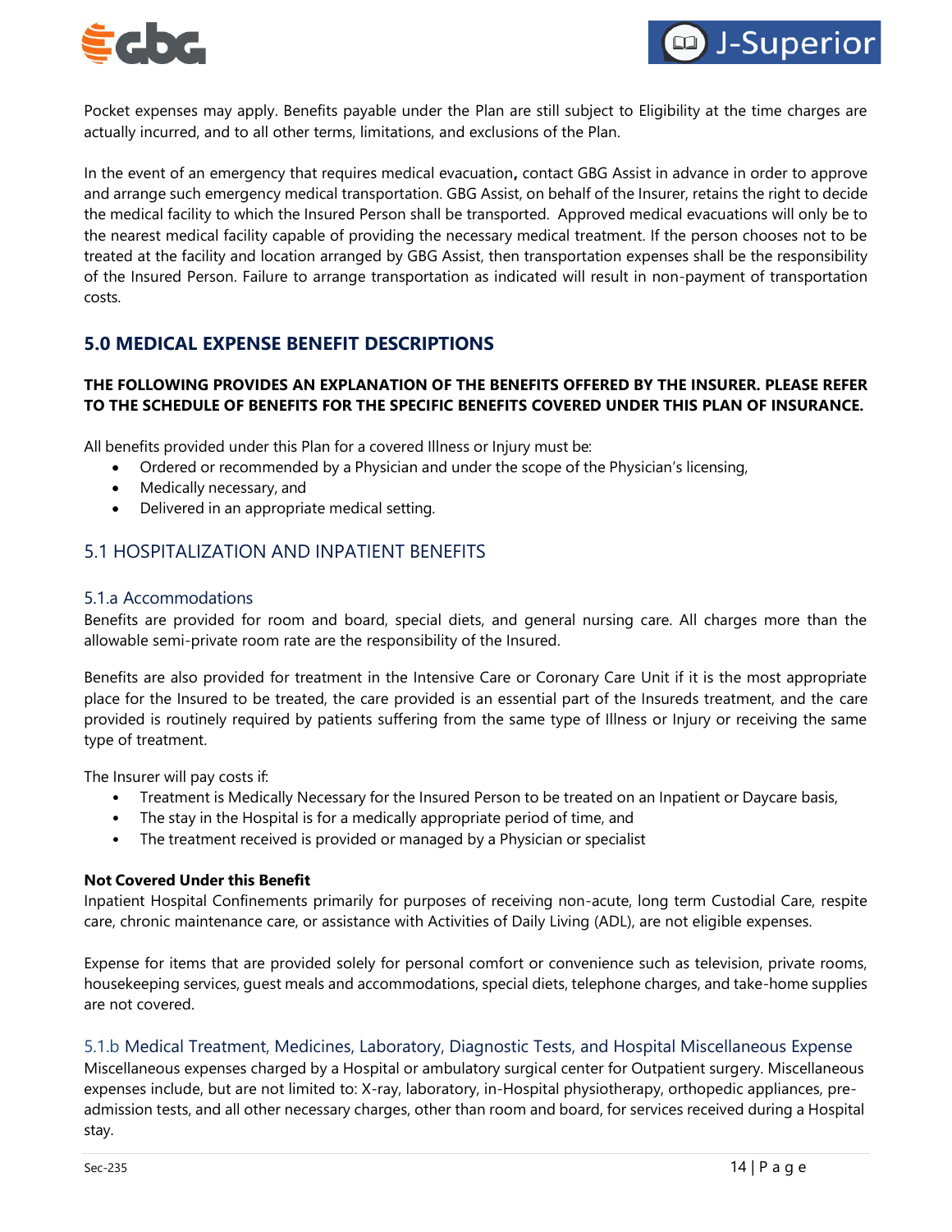Pocket expenses may apply. Benefits payable under the Plan are still subject to Eligibility at the time charges are actually incurred, and to all other terms, limitations, and exclusions of the Plan.

In the event of an emergency that requires medical evacuation**,** contact GBG Assist in advance in order to approve and arrange such emergency medical transportation. GBG Assist, on behalf of the Insurer, retains the right to decide the medical facility to which the Insured Person shall be transported. Approved medical evacuations will only be to the nearest medical facility capable of providing the necessary medical treatment. If the person chooses not to be treated at the facility and location arranged by GBG Assist, then transportation expenses shall be the responsibility of the Insured Person. Failure to arrange transportation as indicated will result in non-payment of transportation costs.

## 5.0 MEDICAL EXPENSE BENEFIT DESCRIPTIONS

**THE FOLLOWING PROVIDES AN EXPLANATION OF THE BENEFITS OFFERED BY THE INSURER. PLEASE REFER TO THE SCHEDULE OF BENEFITS FOR THE SPECIFIC BENEFITS COVERED UNDER THIS PLAN OF INSURANCE.**

All benefits provided under this Plan for a covered Illness or Injury must be:

- Ordered or recommended by a Physician and under the scope of the Physician's licensing,
- Medically necessary, and
- Delivered in an appropriate medical setting.

### 5.1 HOSPITALIZATION AND INPATIENT BENEFITS

#### 5.1.a Accommodations

Benefits are provided for room and board, special diets, and general nursing care. All charges more than the allowable semi-private room rate are the responsibility of the Insured.

Benefits are also provided for treatment in the Intensive Care or Coronary Care Unit if it is the most appropriate place for the Insured to be treated, the care provided is an essential part of the Insureds treatment, and the care provided is routinely required by patients suffering from the same type of Illness or Injury or receiving the same type of treatment.

The Insurer will pay costs if:

- Treatment is Medically Necessary for the Insured Person to be treated on an Inpatient or Daycare basis,
- The stay in the Hospital is for a medically appropriate period of time, and
- The treatment received is provided or managed by a Physician or specialist

**Not Covered Under this Benefit**

Inpatient Hospital Confinements primarily for purposes of receiving non-acute, long term Custodial Care, respite care, chronic maintenance care, or assistance with Activities of Daily Living (ADL), are not eligible expenses.

Expense for items that are provided solely for personal comfort or convenience such as television, private rooms, housekeeping services, guest meals and accommodations, special diets, telephone charges, and take-home supplies are not covered.

#### 5.1.b Medical Treatment, Medicines, Laboratory, Diagnostic Tests, and Hospital Miscellaneous Expense

Miscellaneous expenses charged by a Hospital or ambulatory surgical center for Outpatient surgery. Miscellaneous expenses include, but are not limited to: X-ray, laboratory, in-Hospital physiotherapy, orthopedic appliances, pre-admission tests, and all other necessary charges, other than room and board, for services received during a Hospital stay.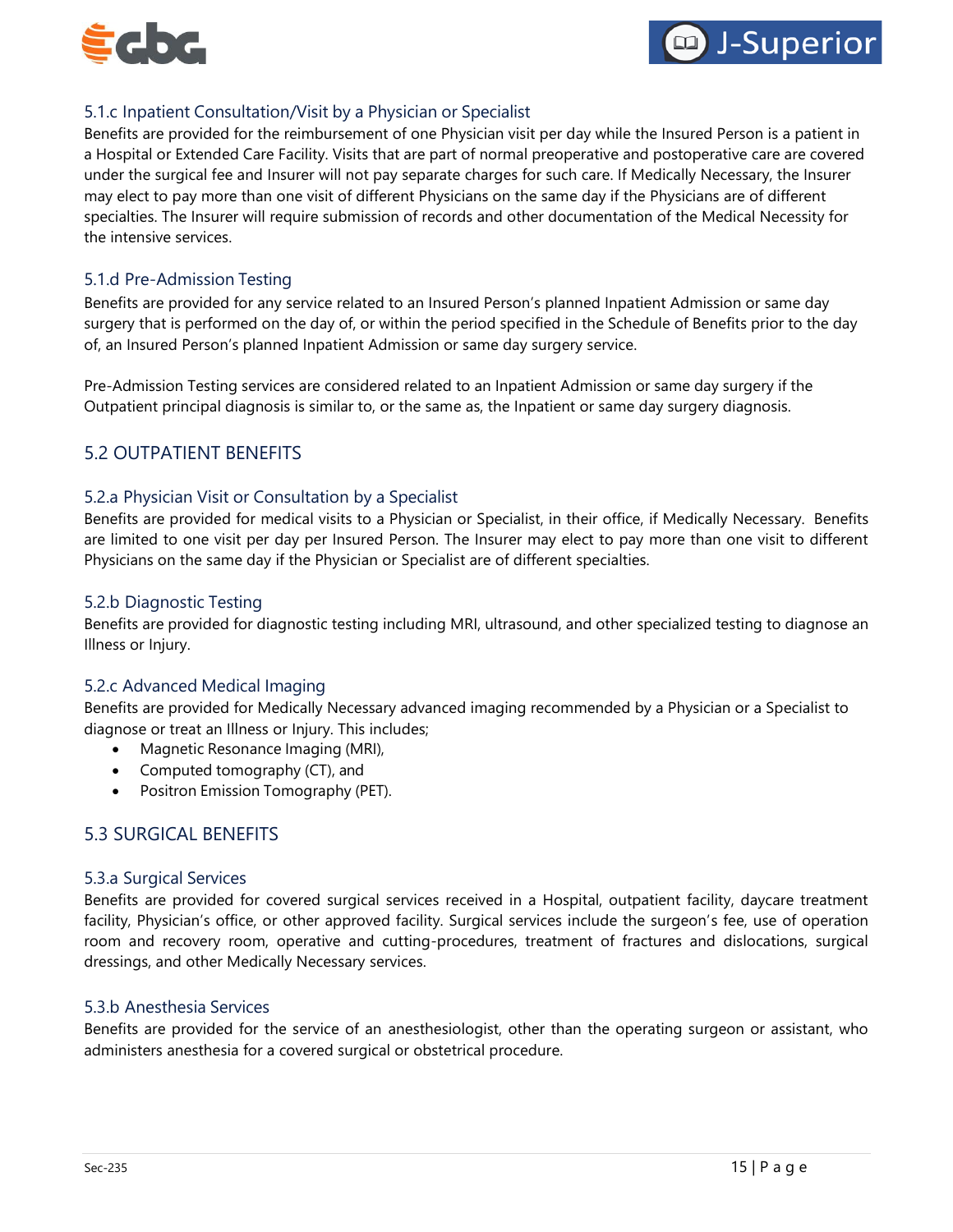### 5.1.c Inpatient Consultation/Visit by a Physician or Specialist

Benefits are provided for the reimbursement of one Physician visit per day while the Insured Person is a patient in a Hospital or Extended Care Facility. Visits that are part of normal preoperative and postoperative care are covered under the surgical fee and Insurer will not pay separate charges for such care. If Medically Necessary, the Insurer may elect to pay more than one visit of different Physicians on the same day if the Physicians are of different specialties. The Insurer will require submission of records and other documentation of the Medical Necessity for the intensive services.

### 5.1.d Pre-Admission Testing

Benefits are provided for any service related to an Insured Person's planned Inpatient Admission or same day surgery that is performed on the day of, or within the period specified in the Schedule of Benefits prior to the day of, an Insured Person's planned Inpatient Admission or same day surgery service.

Pre-Admission Testing services are considered related to an Inpatient Admission or same day surgery if the Outpatient principal diagnosis is similar to, or the same as, the Inpatient or same day surgery diagnosis.

## 5.2 OUTPATIENT BENEFITS

### 5.2.a Physician Visit or Consultation by a Specialist

Benefits are provided for medical visits to a Physician or Specialist, in their office, if Medically Necessary. Benefits are limited to one visit per day per Insured Person. The Insurer may elect to pay more than one visit to different Physicians on the same day if the Physician or Specialist are of different specialties.

### 5.2.b Diagnostic Testing

Benefits are provided for diagnostic testing including MRI, ultrasound, and other specialized testing to diagnose an Illness or Injury.

### 5.2.c Advanced Medical Imaging

Benefits are provided for Medically Necessary advanced imaging recommended by a Physician or a Specialist to diagnose or treat an Illness or Injury. This includes;

- Magnetic Resonance Imaging (MRI),
- Computed tomography (CT), and
- Positron Emission Tomography (PET).

## 5.3 SURGICAL BENEFITS

### 5.3.a Surgical Services

Benefits are provided for covered surgical services received in a Hospital, outpatient facility, daycare treatment facility, Physician's office, or other approved facility. Surgical services include the surgeon's fee, use of operation room and recovery room, operative and cutting-procedures, treatment of fractures and dislocations, surgical dressings, and other Medically Necessary services.

### 5.3.b Anesthesia Services

Benefits are provided for the service of an anesthesiologist, other than the operating surgeon or assistant, who administers anesthesia for a covered surgical or obstetrical procedure.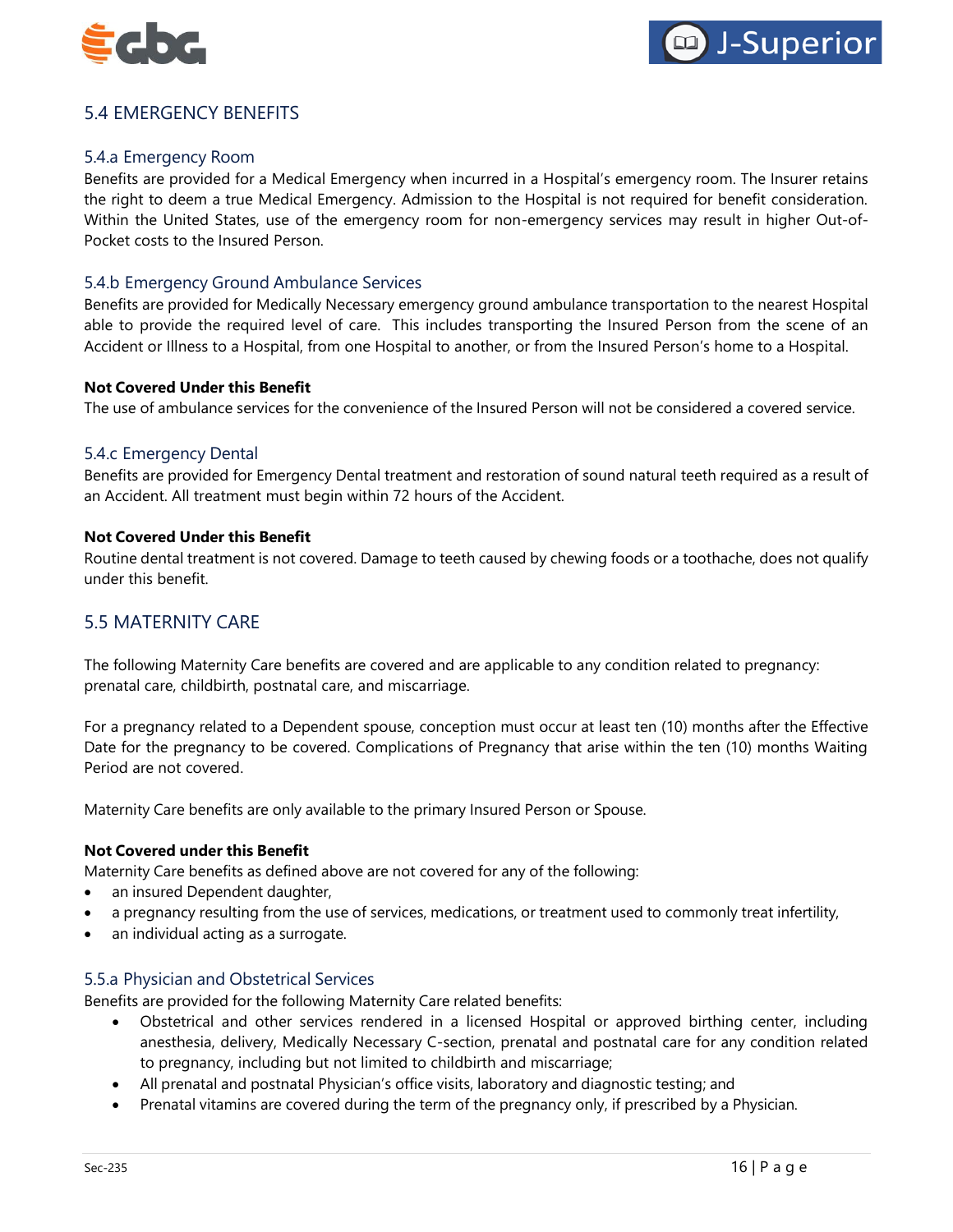## 5.4 EMERGENCY BENEFITS

### 5.4.a Emergency Room

Benefits are provided for a Medical Emergency when incurred in a Hospital's emergency room. The Insurer retains the right to deem a true Medical Emergency. Admission to the Hospital is not required for benefit consideration. Within the United States, use of the emergency room for non-emergency services may result in higher Out-of-Pocket costs to the Insured Person.

### 5.4.b Emergency Ground Ambulance Services

Benefits are provided for Medically Necessary emergency ground ambulance transportation to the nearest Hospital able to provide the required level of care. This includes transporting the Insured Person from the scene of an Accident or Illness to a Hospital, from one Hospital to another, or from the Insured Person's home to a Hospital.

**Not Covered Under this Benefit**

The use of ambulance services for the convenience of the Insured Person will not be considered a covered service.

### 5.4.c Emergency Dental

Benefits are provided for Emergency Dental treatment and restoration of sound natural teeth required as a result of an Accident. All treatment must begin within 72 hours of the Accident.

**Not Covered Under this Benefit**

Routine dental treatment is not covered. Damage to teeth caused by chewing foods or a toothache, does not qualify under this benefit.

## 5.5 MATERNITY CARE

The following Maternity Care benefits are covered and are applicable to any condition related to pregnancy: prenatal care, childbirth, postnatal care, and miscarriage.

For a pregnancy related to a Dependent spouse, conception must occur at least ten (10) months after the Effective Date for the pregnancy to be covered. Complications of Pregnancy that arise within the ten (10) months Waiting Period are not covered.

Maternity Care benefits are only available to the primary Insured Person or Spouse.

**Not Covered under this Benefit**

Maternity Care benefits as defined above are not covered for any of the following:

- an insured Dependent daughter,
- a pregnancy resulting from the use of services, medications, or treatment used to commonly treat infertility,
- an individual acting as a surrogate.

### 5.5.a Physician and Obstetrical Services

Benefits are provided for the following Maternity Care related benefits:

- Obstetrical and other services rendered in a licensed Hospital or approved birthing center, including anesthesia, delivery, Medically Necessary C-section, prenatal and postnatal care for any condition related to pregnancy, including but not limited to childbirth and miscarriage;
- All prenatal and postnatal Physician's office visits, laboratory and diagnostic testing; and
- Prenatal vitamins are covered during the term of the pregnancy only, if prescribed by a Physician.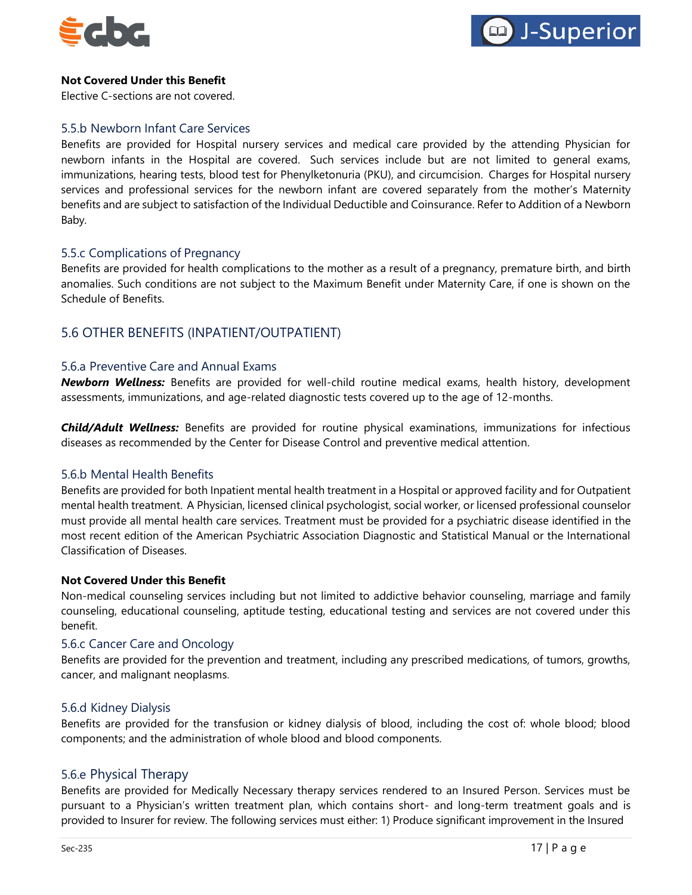**Not Covered Under this Benefit**

Elective C-sections are not covered.

### 5.5.b Newborn Infant Care Services

Benefits are provided for Hospital nursery services and medical care provided by the attending Physician for newborn infants in the Hospital are covered. Such services include but are not limited to general exams, immunizations, hearing tests, blood test for Phenylketonuria (PKU), and circumcision. Charges for Hospital nursery services and professional services for the newborn infant are covered separately from the mother's Maternity benefits and are subject to satisfaction of the Individual Deductible and Coinsurance. Refer to Addition of a Newborn Baby.

### 5.5.c Complications of Pregnancy

Benefits are provided for health complications to the mother as a result of a pregnancy, premature birth, and birth anomalies. Such conditions are not subject to the Maximum Benefit under Maternity Care, if one is shown on the Schedule of Benefits.

## 5.6 OTHER BENEFITS (INPATIENT/OUTPATIENT)

### 5.6.a Preventive Care and Annual Exams

***Newborn Wellness:*** Benefits are provided for well-child routine medical exams, health history, development assessments, immunizations, and age-related diagnostic tests covered up to the age of 12-months.

***Child/Adult Wellness:*** Benefits are provided for routine physical examinations, immunizations for infectious diseases as recommended by the Center for Disease Control and preventive medical attention.

### 5.6.b Mental Health Benefits

Benefits are provided for both Inpatient mental health treatment in a Hospital or approved facility and for Outpatient mental health treatment. A Physician, licensed clinical psychologist, social worker, or licensed professional counselor must provide all mental health care services. Treatment must be provided for a psychiatric disease identified in the most recent edition of the American Psychiatric Association Diagnostic and Statistical Manual or the International Classification of Diseases.

**Not Covered Under this Benefit**

Non-medical counseling services including but not limited to addictive behavior counseling, marriage and family counseling, educational counseling, aptitude testing, educational testing and services are not covered under this benefit.

### 5.6.c Cancer Care and Oncology

Benefits are provided for the prevention and treatment, including any prescribed medications, of tumors, growths, cancer, and malignant neoplasms.

### 5.6.d Kidney Dialysis

Benefits are provided for the transfusion or kidney dialysis of blood, including the cost of: whole blood; blood components; and the administration of whole blood and blood components.

### 5.6.e Physical Therapy

Benefits are provided for Medically Necessary therapy services rendered to an Insured Person. Services must be pursuant to a Physician's written treatment plan, which contains short- and long-term treatment goals and is provided to Insurer for review. The following services must either: 1) Produce significant improvement in the Insured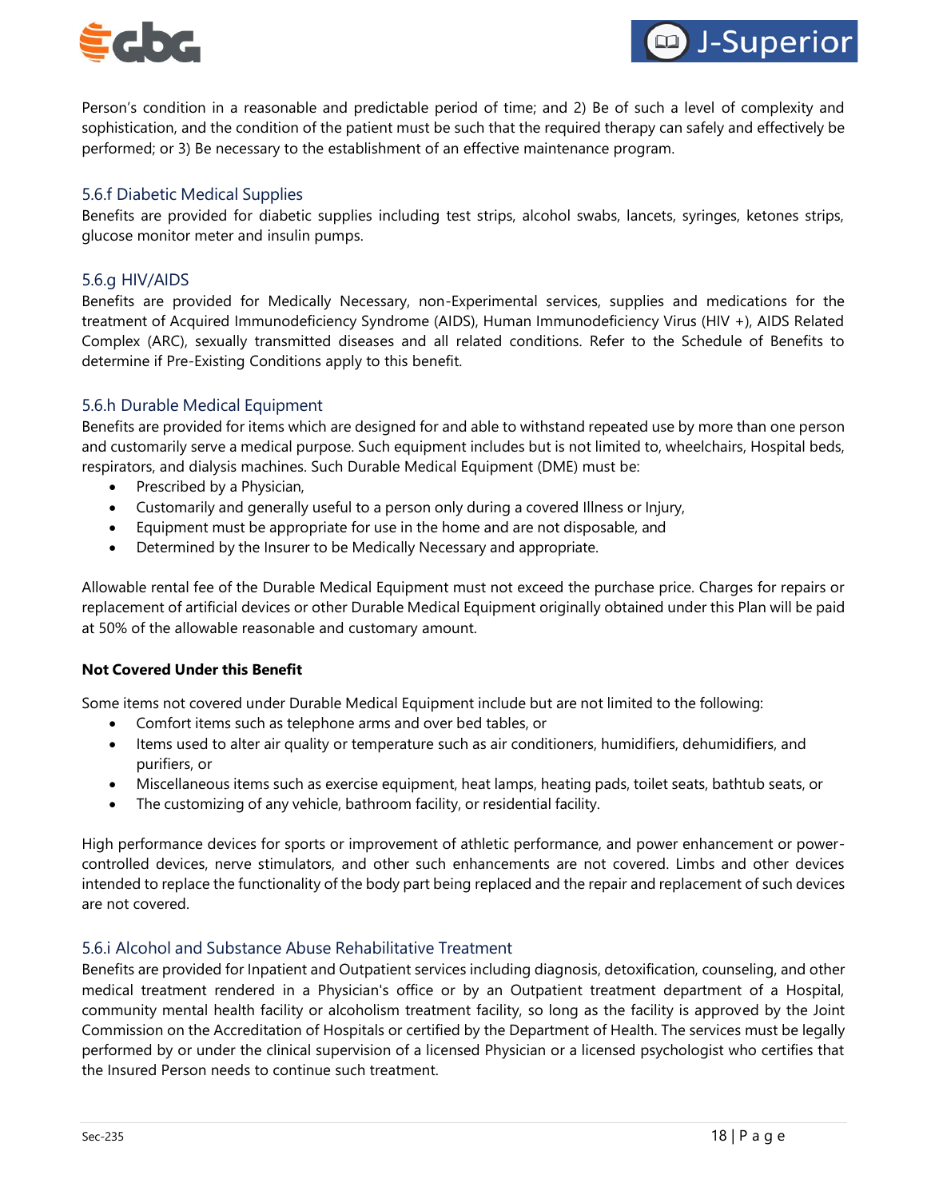Person's condition in a reasonable and predictable period of time; and 2) Be of such a level of complexity and sophistication, and the condition of the patient must be such that the required therapy can safely and effectively be performed; or 3) Be necessary to the establishment of an effective maintenance program.

### 5.6.f Diabetic Medical Supplies

Benefits are provided for diabetic supplies including test strips, alcohol swabs, lancets, syringes, ketones strips, glucose monitor meter and insulin pumps.

### 5.6.g HIV/AIDS

Benefits are provided for Medically Necessary, non-Experimental services, supplies and medications for the treatment of Acquired Immunodeficiency Syndrome (AIDS), Human Immunodeficiency Virus (HIV +), AIDS Related Complex (ARC), sexually transmitted diseases and all related conditions. Refer to the Schedule of Benefits to determine if Pre-Existing Conditions apply to this benefit.

### 5.6.h Durable Medical Equipment

Benefits are provided for items which are designed for and able to withstand repeated use by more than one person and customarily serve a medical purpose. Such equipment includes but is not limited to, wheelchairs, Hospital beds, respirators, and dialysis machines. Such Durable Medical Equipment (DME) must be:

- Prescribed by a Physician,
- Customarily and generally useful to a person only during a covered Illness or Injury,
- Equipment must be appropriate for use in the home and are not disposable, and
- Determined by the Insurer to be Medically Necessary and appropriate.

Allowable rental fee of the Durable Medical Equipment must not exceed the purchase price. Charges for repairs or replacement of artificial devices or other Durable Medical Equipment originally obtained under this Plan will be paid at 50% of the allowable reasonable and customary amount.

**Not Covered Under this Benefit**

Some items not covered under Durable Medical Equipment include but are not limited to the following:

- Comfort items such as telephone arms and over bed tables, or
- Items used to alter air quality or temperature such as air conditioners, humidifiers, dehumidifiers, and purifiers, or
- Miscellaneous items such as exercise equipment, heat lamps, heating pads, toilet seats, bathtub seats, or
- The customizing of any vehicle, bathroom facility, or residential facility.

High performance devices for sports or improvement of athletic performance, and power enhancement or power-controlled devices, nerve stimulators, and other such enhancements are not covered. Limbs and other devices intended to replace the functionality of the body part being replaced and the repair and replacement of such devices are not covered.

### 5.6.i Alcohol and Substance Abuse Rehabilitative Treatment

Benefits are provided for Inpatient and Outpatient services including diagnosis, detoxification, counseling, and other medical treatment rendered in a Physician's office or by an Outpatient treatment department of a Hospital, community mental health facility or alcoholism treatment facility, so long as the facility is approved by the Joint Commission on the Accreditation of Hospitals or certified by the Department of Health. The services must be legally performed by or under the clinical supervision of a licensed Physician or a licensed psychologist who certifies that the Insured Person needs to continue such treatment.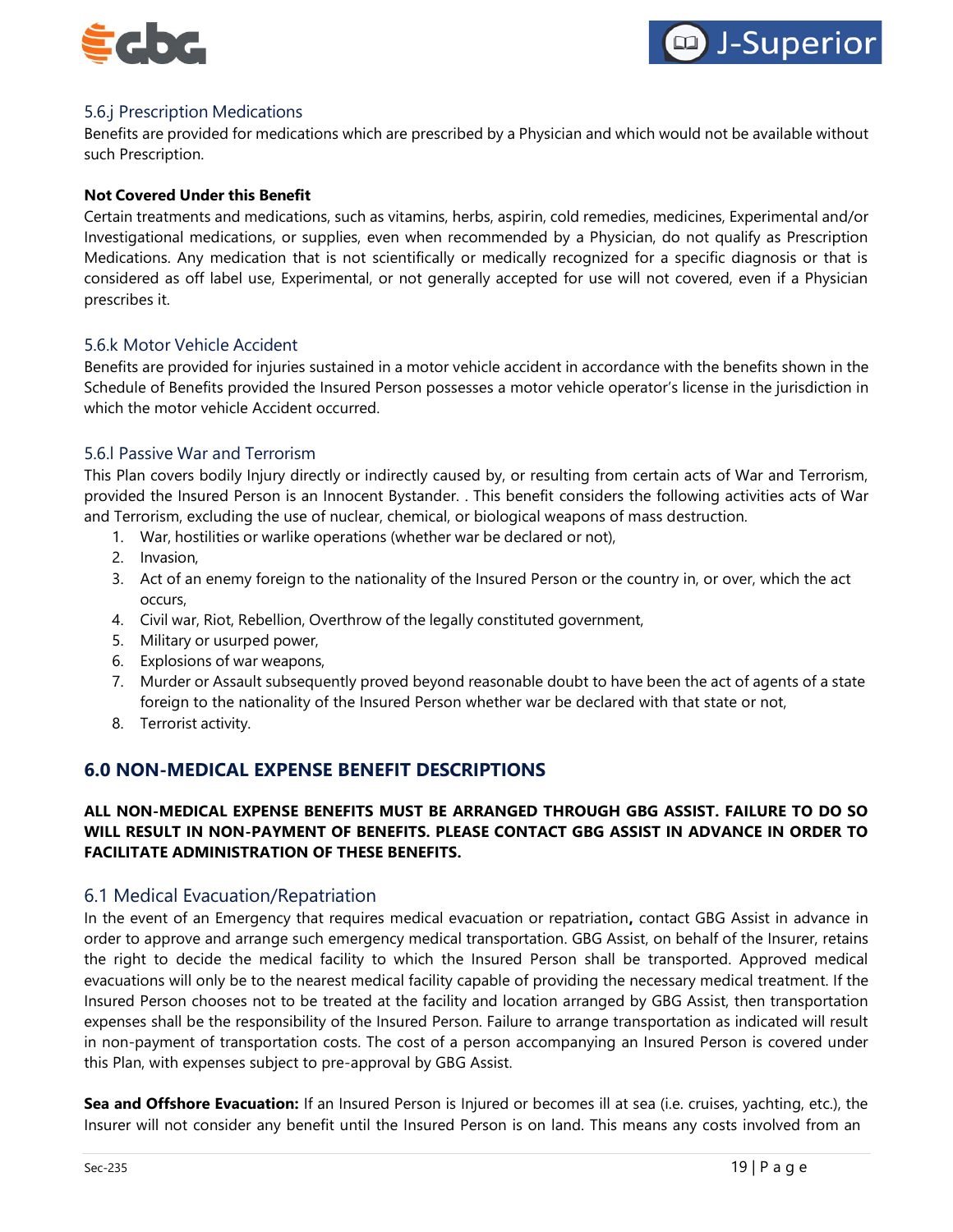### 5.6.j Prescription Medications

Benefits are provided for medications which are prescribed by a Physician and which would not be available without such Prescription.

**Not Covered Under this Benefit**

Certain treatments and medications, such as vitamins, herbs, aspirin, cold remedies, medicines, Experimental and/or Investigational medications, or supplies, even when recommended by a Physician, do not qualify as Prescription Medications. Any medication that is not scientifically or medically recognized for a specific diagnosis or that is considered as off label use, Experimental, or not generally accepted for use will not covered, even if a Physician prescribes it.

### 5.6.k Motor Vehicle Accident

Benefits are provided for injuries sustained in a motor vehicle accident in accordance with the benefits shown in the Schedule of Benefits provided the Insured Person possesses a motor vehicle operator's license in the jurisdiction in which the motor vehicle Accident occurred.

### 5.6.l Passive War and Terrorism

This Plan covers bodily Injury directly or indirectly caused by, or resulting from certain acts of War and Terrorism, provided the Insured Person is an Innocent Bystander. . This benefit considers the following activities acts of War and Terrorism, excluding the use of nuclear, chemical, or biological weapons of mass destruction.

1. War, hostilities or warlike operations (whether war be declared or not),
2. Invasion,
3. Act of an enemy foreign to the nationality of the Insured Person or the country in, or over, which the act occurs,
4. Civil war, Riot, Rebellion, Overthrow of the legally constituted government,
5. Military or usurped power,
6. Explosions of war weapons,
7. Murder or Assault subsequently proved beyond reasonable doubt to have been the act of agents of a state foreign to the nationality of the Insured Person whether war be declared with that state or not,
8. Terrorist activity.

## 6.0 NON-MEDICAL EXPENSE BENEFIT DESCRIPTIONS

**ALL NON-MEDICAL EXPENSE BENEFITS MUST BE ARRANGED THROUGH GBG ASSIST. FAILURE TO DO SO WILL RESULT IN NON-PAYMENT OF BENEFITS. PLEASE CONTACT GBG ASSIST IN ADVANCE IN ORDER TO FACILITATE ADMINISTRATION OF THESE BENEFITS.**

### 6.1 Medical Evacuation/Repatriation

In the event of an Emergency that requires medical evacuation or repatriation**,** contact GBG Assist in advance in order to approve and arrange such emergency medical transportation. GBG Assist, on behalf of the Insurer, retains the right to decide the medical facility to which the Insured Person shall be transported. Approved medical evacuations will only be to the nearest medical facility capable of providing the necessary medical treatment. If the Insured Person chooses not to be treated at the facility and location arranged by GBG Assist, then transportation expenses shall be the responsibility of the Insured Person. Failure to arrange transportation as indicated will result in non-payment of transportation costs. The cost of a person accompanying an Insured Person is covered under this Plan, with expenses subject to pre-approval by GBG Assist.

**Sea and Offshore Evacuation:** If an Insured Person is Injured or becomes ill at sea (i.e. cruises, yachting, etc.), the Insurer will not consider any benefit until the Insured Person is on land. This means any costs involved from an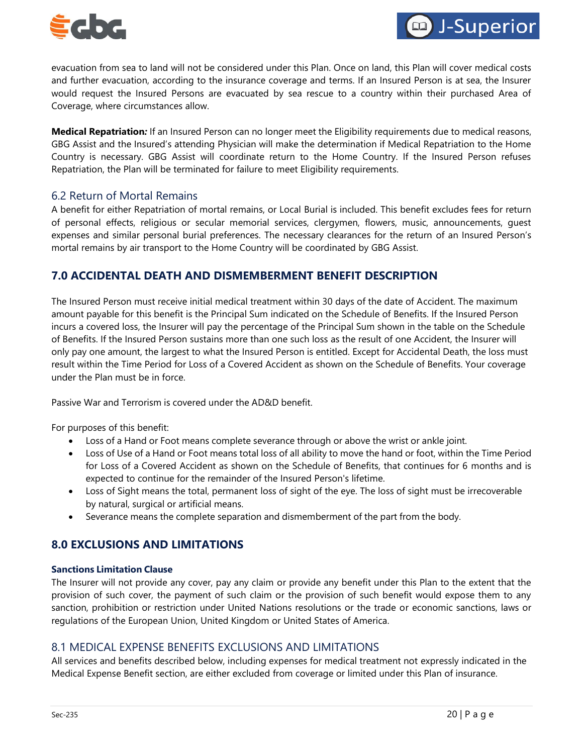evacuation from sea to land will not be considered under this Plan. Once on land, this Plan will cover medical costs and further evacuation, according to the insurance coverage and terms. If an Insured Person is at sea, the Insurer would request the Insured Persons are evacuated by sea rescue to a country within their purchased Area of Coverage, where circumstances allow.

**Medical Repatriation***:* If an Insured Person can no longer meet the Eligibility requirements due to medical reasons, GBG Assist and the Insured's attending Physician will make the determination if Medical Repatriation to the Home Country is necessary. GBG Assist will coordinate return to the Home Country. If the Insured Person refuses Repatriation, the Plan will be terminated for failure to meet Eligibility requirements.

### 6.2 Return of Mortal Remains

A benefit for either Repatriation of mortal remains, or Local Burial is included. This benefit excludes fees for return of personal effects, religious or secular memorial services, clergymen, flowers, music, announcements, guest expenses and similar personal burial preferences. The necessary clearances for the return of an Insured Person's mortal remains by air transport to the Home Country will be coordinated by GBG Assist.

## 7.0 ACCIDENTAL DEATH AND DISMEMBERMENT BENEFIT DESCRIPTION

The Insured Person must receive initial medical treatment within 30 days of the date of Accident. The maximum amount payable for this benefit is the Principal Sum indicated on the Schedule of Benefits. If the Insured Person incurs a covered loss, the Insurer will pay the percentage of the Principal Sum shown in the table on the Schedule of Benefits. If the Insured Person sustains more than one such loss as the result of one Accident, the Insurer will only pay one amount, the largest to what the Insured Person is entitled. Except for Accidental Death, the loss must result within the Time Period for Loss of a Covered Accident as shown on the Schedule of Benefits. Your coverage under the Plan must be in force.

Passive War and Terrorism is covered under the AD&D benefit.

For purposes of this benefit:

- Loss of a Hand or Foot means complete severance through or above the wrist or ankle joint.
- Loss of Use of a Hand or Foot means total loss of all ability to move the hand or foot, within the Time Period for Loss of a Covered Accident as shown on the Schedule of Benefits, that continues for 6 months and is expected to continue for the remainder of the Insured Person's lifetime.
- Loss of Sight means the total, permanent loss of sight of the eye. The loss of sight must be irrecoverable by natural, surgical or artificial means.
- Severance means the complete separation and dismemberment of the part from the body.

## 8.0 EXCLUSIONS AND LIMITATIONS

**Sanctions Limitation Clause**

The Insurer will not provide any cover, pay any claim or provide any benefit under this Plan to the extent that the provision of such cover, the payment of such claim or the provision of such benefit would expose them to any sanction, prohibition or restriction under United Nations resolutions or the trade or economic sanctions, laws or regulations of the European Union, United Kingdom or United States of America.

### 8.1 MEDICAL EXPENSE BENEFITS EXCLUSIONS AND LIMITATIONS

All services and benefits described below, including expenses for medical treatment not expressly indicated in the Medical Expense Benefit section, are either excluded from coverage or limited under this Plan of insurance.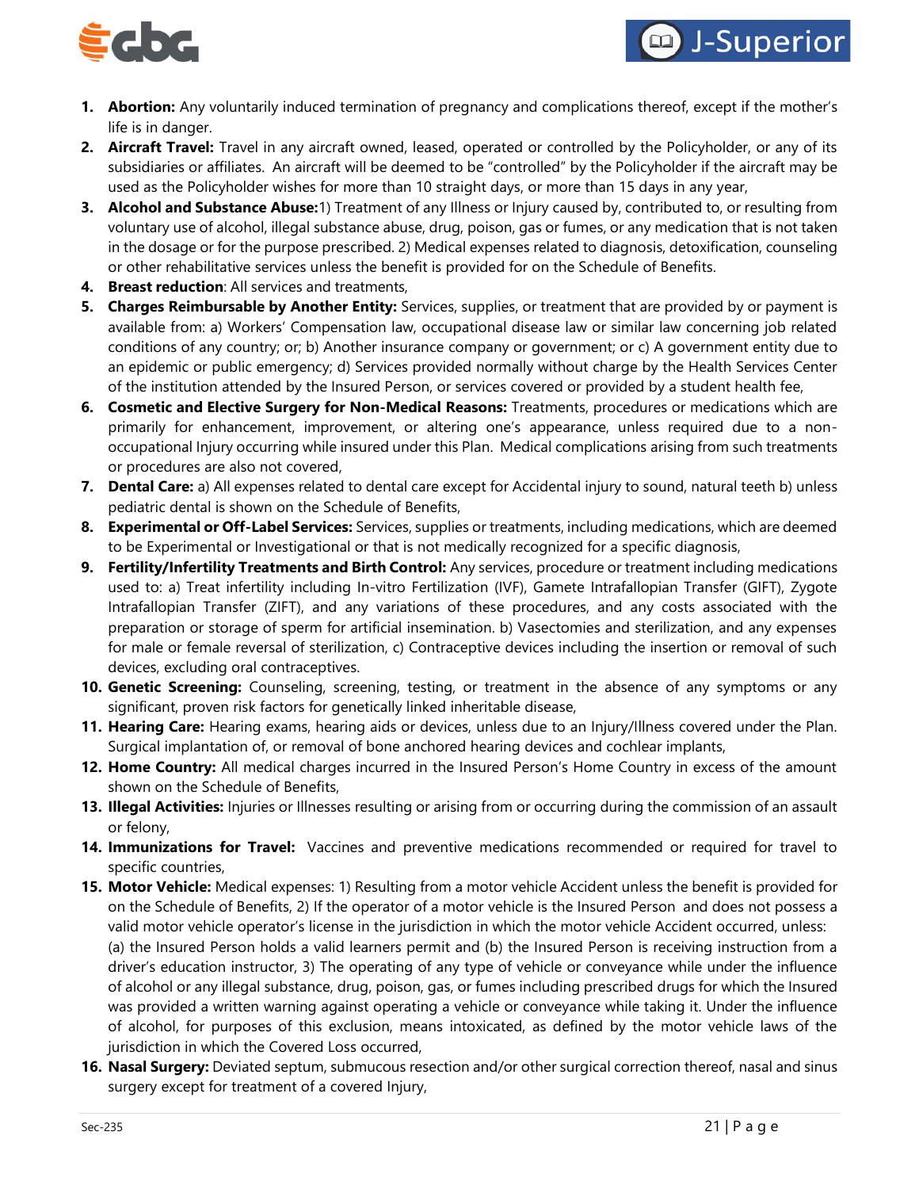1. **Abortion:** Any voluntarily induced termination of pregnancy and complications thereof, except if the mother's life is in danger.
2. **Aircraft Travel:** Travel in any aircraft owned, leased, operated or controlled by the Policyholder, or any of its subsidiaries or affiliates. An aircraft will be deemed to be "controlled" by the Policyholder if the aircraft may be used as the Policyholder wishes for more than 10 straight days, or more than 15 days in any year,
3. **Alcohol and Substance Abuse:** 1) Treatment of any Illness or Injury caused by, contributed to, or resulting from voluntary use of alcohol, illegal substance abuse, drug, poison, gas or fumes, or any medication that is not taken in the dosage or for the purpose prescribed. 2) Medical expenses related to diagnosis, detoxification, counseling or other rehabilitative services unless the benefit is provided for on the Schedule of Benefits.
4. **Breast reduction**: All services and treatments,
5. **Charges Reimbursable by Another Entity:** Services, supplies, or treatment that are provided by or payment is available from: a) Workers' Compensation law, occupational disease law or similar law concerning job related conditions of any country; or; b) Another insurance company or government; or c) A government entity due to an epidemic or public emergency; d) Services provided normally without charge by the Health Services Center of the institution attended by the Insured Person, or services covered or provided by a student health fee,
6. **Cosmetic and Elective Surgery for Non-Medical Reasons:** Treatments, procedures or medications which are primarily for enhancement, improvement, or altering one's appearance, unless required due to a non-occupational Injury occurring while insured under this Plan. Medical complications arising from such treatments or procedures are also not covered,
7. **Dental Care:** a) All expenses related to dental care except for Accidental injury to sound, natural teeth b) unless pediatric dental is shown on the Schedule of Benefits,
8. **Experimental or Off-Label Services:** Services, supplies or treatments, including medications, which are deemed to be Experimental or Investigational or that is not medically recognized for a specific diagnosis,
9. **Fertility/Infertility Treatments and Birth Control:** Any services, procedure or treatment including medications used to: a) Treat infertility including In-vitro Fertilization (IVF), Gamete Intrafallopian Transfer (GIFT), Zygote Intrafallopian Transfer (ZIFT), and any variations of these procedures, and any costs associated with the preparation or storage of sperm for artificial insemination. b) Vasectomies and sterilization, and any expenses for male or female reversal of sterilization, c) Contraceptive devices including the insertion or removal of such devices, excluding oral contraceptives.
10. **Genetic Screening:** Counseling, screening, testing, or treatment in the absence of any symptoms or any significant, proven risk factors for genetically linked inheritable disease,
11. **Hearing Care:** Hearing exams, hearing aids or devices, unless due to an Injury/Illness covered under the Plan. Surgical implantation of, or removal of bone anchored hearing devices and cochlear implants,
12. **Home Country:** All medical charges incurred in the Insured Person's Home Country in excess of the amount shown on the Schedule of Benefits,
13. **Illegal Activities:** Injuries or Illnesses resulting or arising from or occurring during the commission of an assault or felony,
14. **Immunizations for Travel:** Vaccines and preventive medications recommended or required for travel to specific countries,
15. **Motor Vehicle:** Medical expenses: 1) Resulting from a motor vehicle Accident unless the benefit is provided for on the Schedule of Benefits, 2) If the operator of a motor vehicle is the Insured Person and does not possess a valid motor vehicle operator's license in the jurisdiction in which the motor vehicle Accident occurred, unless: (a) the Insured Person holds a valid learners permit and (b) the Insured Person is receiving instruction from a driver's education instructor, 3) The operating of any type of vehicle or conveyance while under the influence of alcohol or any illegal substance, drug, poison, gas, or fumes including prescribed drugs for which the Insured was provided a written warning against operating a vehicle or conveyance while taking it. Under the influence of alcohol, for purposes of this exclusion, means intoxicated, as defined by the motor vehicle laws of the jurisdiction in which the Covered Loss occurred,
16. **Nasal Surgery:** Deviated septum, submucous resection and/or other surgical correction thereof, nasal and sinus surgery except for treatment of a covered Injury,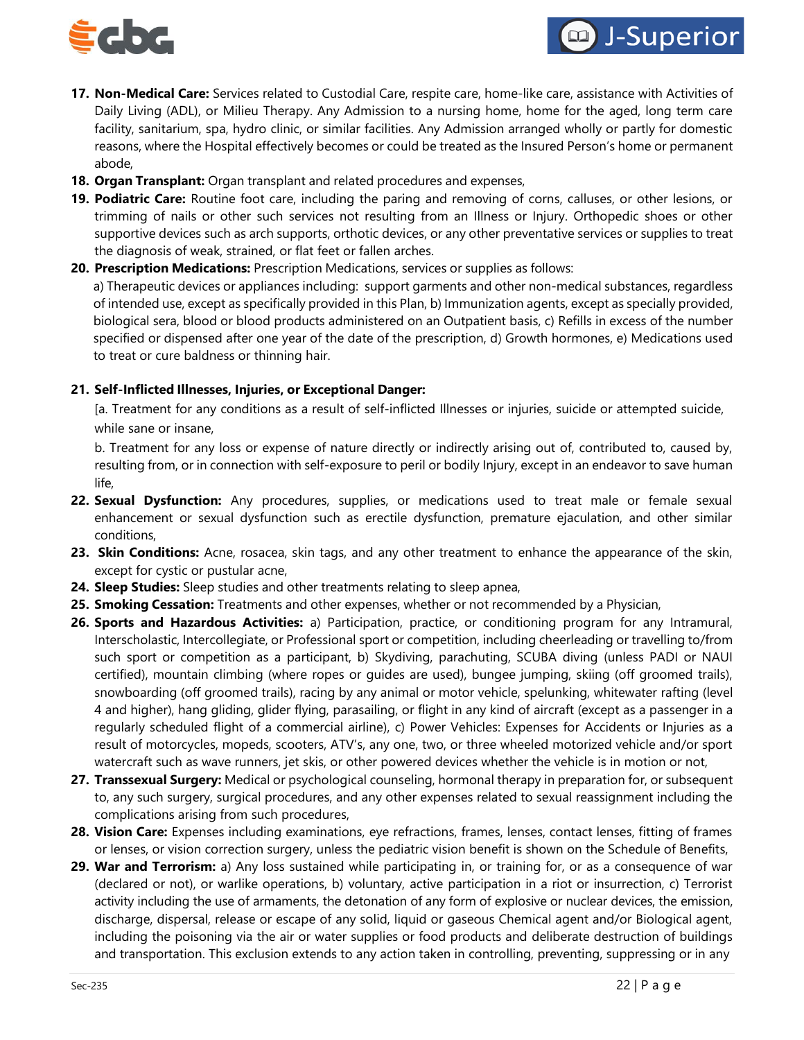17. **Non-Medical Care:** Services related to Custodial Care, respite care, home-like care, assistance with Activities of Daily Living (ADL), or Milieu Therapy. Any Admission to a nursing home, home for the aged, long term care facility, sanitarium, spa, hydro clinic, or similar facilities. Any Admission arranged wholly or partly for domestic reasons, where the Hospital effectively becomes or could be treated as the Insured Person's home or permanent abode,
18. **Organ Transplant:** Organ transplant and related procedures and expenses,
19. **Podiatric Care:** Routine foot care, including the paring and removing of corns, calluses, or other lesions, or trimming of nails or other such services not resulting from an Illness or Injury. Orthopedic shoes or other supportive devices such as arch supports, orthotic devices, or any other preventative services or supplies to treat the diagnosis of weak, strained, or flat feet or fallen arches.
20. **Prescription Medications:** Prescription Medications, services or supplies as follows:

    a) Therapeutic devices or appliances including: support garments and other non-medical substances, regardless of intended use, except as specifically provided in this Plan, b) Immunization agents, except as specially provided, biological sera, blood or blood products administered on an Outpatient basis, c) Refills in excess of the number specified or dispensed after one year of the date of the prescription, d) Growth hormones, e) Medications used to treat or cure baldness or thinning hair.

21. **Self-Inflicted Illnesses, Injuries, or Exceptional Danger:**

    [a. Treatment for any conditions as a result of self-inflicted Illnesses or injuries, suicide or attempted suicide, while sane or insane,

    b. Treatment for any loss or expense of nature directly or indirectly arising out of, contributed to, caused by, resulting from, or in connection with self-exposure to peril or bodily Injury, except in an endeavor to save human life,

22. **Sexual Dysfunction:** Any procedures, supplies, or medications used to treat male or female sexual enhancement or sexual dysfunction such as erectile dysfunction, premature ejaculation, and other similar conditions,
23. **Skin Conditions:** Acne, rosacea, skin tags, and any other treatment to enhance the appearance of the skin, except for cystic or pustular acne,
24. **Sleep Studies:** Sleep studies and other treatments relating to sleep apnea,
25. **Smoking Cessation:** Treatments and other expenses, whether or not recommended by a Physician,
26. **Sports and Hazardous Activities:** a) Participation, practice, or conditioning program for any Intramural, Interscholastic, Intercollegiate, or Professional sport or competition, including cheerleading or travelling to/from such sport or competition as a participant, b) Skydiving, parachuting, SCUBA diving (unless PADI or NAUI certified), mountain climbing (where ropes or guides are used), bungee jumping, skiing (off groomed trails), snowboarding (off groomed trails), racing by any animal or motor vehicle, spelunking, whitewater rafting (level 4 and higher), hang gliding, glider flying, parasailing, or flight in any kind of aircraft (except as a passenger in a regularly scheduled flight of a commercial airline), c) Power Vehicles: Expenses for Accidents or Injuries as a result of motorcycles, mopeds, scooters, ATV's, any one, two, or three wheeled motorized vehicle and/or sport watercraft such as wave runners, jet skis, or other powered devices whether the vehicle is in motion or not,
27. **Transsexual Surgery:** Medical or psychological counseling, hormonal therapy in preparation for, or subsequent to, any such surgery, surgical procedures, and any other expenses related to sexual reassignment including the complications arising from such procedures,
28. **Vision Care:** Expenses including examinations, eye refractions, frames, lenses, contact lenses, fitting of frames or lenses, or vision correction surgery, unless the pediatric vision benefit is shown on the Schedule of Benefits,
29. **War and Terrorism:** a) Any loss sustained while participating in, or training for, or as a consequence of war (declared or not), or warlike operations, b) voluntary, active participation in a riot or insurrection, c) Terrorist activity including the use of armaments, the detonation of any form of explosive or nuclear devices, the emission, discharge, dispersal, release or escape of any solid, liquid or gaseous Chemical agent and/or Biological agent, including the poisoning via the air or water supplies or food products and deliberate destruction of buildings and transportation. This exclusion extends to any action taken in controlling, preventing, suppressing or in any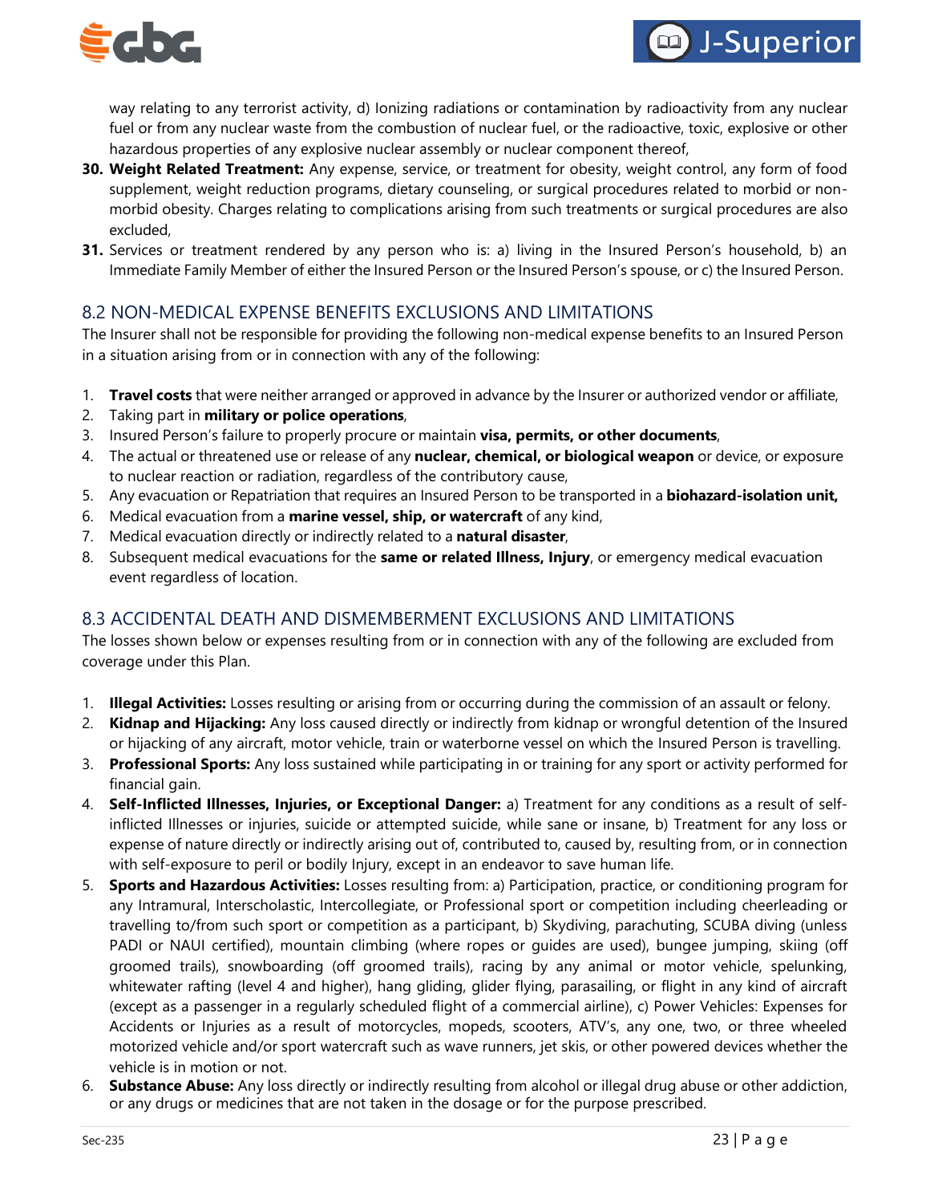way relating to any terrorist activity, d) Ionizing radiations or contamination by radioactivity from any nuclear fuel or from any nuclear waste from the combustion of nuclear fuel, or the radioactive, toxic, explosive or other hazardous properties of any explosive nuclear assembly or nuclear component thereof,

30. **Weight Related Treatment:** Any expense, service, or treatment for obesity, weight control, any form of food supplement, weight reduction programs, dietary counseling, or surgical procedures related to morbid or non-morbid obesity. Charges relating to complications arising from such treatments or surgical procedures are also excluded,
31. Services or treatment rendered by any person who is: a) living in the Insured Person's household, b) an Immediate Family Member of either the Insured Person or the Insured Person's spouse, or c) the Insured Person.

## 8.2 NON-MEDICAL EXPENSE BENEFITS EXCLUSIONS AND LIMITATIONS

The Insurer shall not be responsible for providing the following non-medical expense benefits to an Insured Person in a situation arising from or in connection with any of the following:

1. **Travel costs** that were neither arranged or approved in advance by the Insurer or authorized vendor or affiliate,
2. Taking part in **military or police operations**,
3. Insured Person's failure to properly procure or maintain **visa, permits, or other documents**,
4. The actual or threatened use or release of any **nuclear, chemical, or biological weapon** or device, or exposure to nuclear reaction or radiation, regardless of the contributory cause,
5. Any evacuation or Repatriation that requires an Insured Person to be transported in a **biohazard-isolation unit,**
6. Medical evacuation from a **marine vessel, ship, or watercraft** of any kind,
7. Medical evacuation directly or indirectly related to a **natural disaster**,
8. Subsequent medical evacuations for the **same or related Illness, Injury**, or emergency medical evacuation event regardless of location.

## 8.3 ACCIDENTAL DEATH AND DISMEMBERMENT EXCLUSIONS AND LIMITATIONS

The losses shown below or expenses resulting from or in connection with any of the following are excluded from coverage under this Plan.

1. **Illegal Activities:** Losses resulting or arising from or occurring during the commission of an assault or felony.
2. **Kidnap and Hijacking:** Any loss caused directly or indirectly from kidnap or wrongful detention of the Insured or hijacking of any aircraft, motor vehicle, train or waterborne vessel on which the Insured Person is travelling.
3. **Professional Sports:** Any loss sustained while participating in or training for any sport or activity performed for financial gain.
4. **Self-Inflicted Illnesses, Injuries, or Exceptional Danger:** a) Treatment for any conditions as a result of self-inflicted Illnesses or injuries, suicide or attempted suicide, while sane or insane, b) Treatment for any loss or expense of nature directly or indirectly arising out of, contributed to, caused by, resulting from, or in connection with self-exposure to peril or bodily Injury, except in an endeavor to save human life.
5. **Sports and Hazardous Activities:** Losses resulting from: a) Participation, practice, or conditioning program for any Intramural, Interscholastic, Intercollegiate, or Professional sport or competition including cheerleading or travelling to/from such sport or competition as a participant, b) Skydiving, parachuting, SCUBA diving (unless PADI or NAUI certified), mountain climbing (where ropes or guides are used), bungee jumping, skiing (off groomed trails), snowboarding (off groomed trails), racing by any animal or motor vehicle, spelunking, whitewater rafting (level 4 and higher), hang gliding, glider flying, parasailing, or flight in any kind of aircraft (except as a passenger in a regularly scheduled flight of a commercial airline), c) Power Vehicles: Expenses for Accidents or Injuries as a result of motorcycles, mopeds, scooters, ATV's, any one, two, or three wheeled motorized vehicle and/or sport watercraft such as wave runners, jet skis, or other powered devices whether the vehicle is in motion or not.
6. **Substance Abuse:** Any loss directly or indirectly resulting from alcohol or illegal drug abuse or other addiction, or any drugs or medicines that are not taken in the dosage or for the purpose prescribed.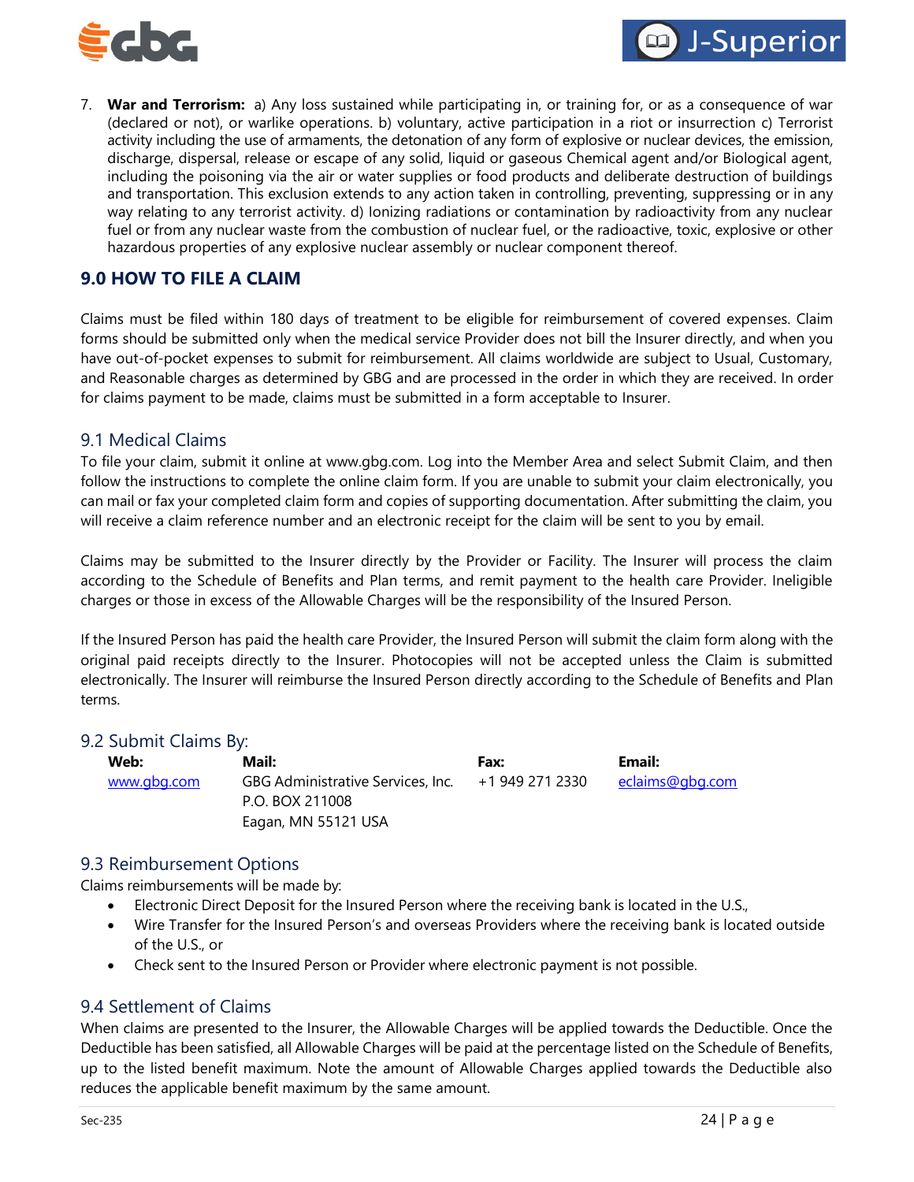7. **War and Terrorism:** a) Any loss sustained while participating in, or training for, or as a consequence of war (declared or not), or warlike operations. b) voluntary, active participation in a riot or insurrection c) Terrorist activity including the use of armaments, the detonation of any form of explosive or nuclear devices, the emission, discharge, dispersal, release or escape of any solid, liquid or gaseous Chemical agent and/or Biological agent, including the poisoning via the air or water supplies or food products and deliberate destruction of buildings and transportation. This exclusion extends to any action taken in controlling, preventing, suppressing or in any way relating to any terrorist activity. d) Ionizing radiations or contamination by radioactivity from any nuclear fuel or from any nuclear waste from the combustion of nuclear fuel, or the radioactive, toxic, explosive or other hazardous properties of any explosive nuclear assembly or nuclear component thereof.

## 9.0 HOW TO FILE A CLAIM

Claims must be filed within 180 days of treatment to be eligible for reimbursement of covered expenses. Claim forms should be submitted only when the medical service Provider does not bill the Insurer directly, and when you have out-of-pocket expenses to submit for reimbursement. All claims worldwide are subject to Usual, Customary, and Reasonable charges as determined by GBG and are processed in the order in which they are received. In order for claims payment to be made, claims must be submitted in a form acceptable to Insurer.

### 9.1 Medical Claims

To file your claim, submit it online at www.gbg.com. Log into the Member Area and select Submit Claim, and then follow the instructions to complete the online claim form. If you are unable to submit your claim electronically, you can mail or fax your completed claim form and copies of supporting documentation. After submitting the claim, you will receive a claim reference number and an electronic receipt for the claim will be sent to you by email.

Claims may be submitted to the Insurer directly by the Provider or Facility. The Insurer will process the claim according to the Schedule of Benefits and Plan terms, and remit payment to the health care Provider. Ineligible charges or those in excess of the Allowable Charges will be the responsibility of the Insured Person.

If the Insured Person has paid the health care Provider, the Insured Person will submit the claim form along with the original paid receipts directly to the Insurer. Photocopies will not be accepted unless the Claim is submitted electronically. The Insurer will reimburse the Insured Person directly according to the Schedule of Benefits and Plan terms.

### 9.2 Submit Claims By:

| Web: | Mail: | Fax: | Email: |
|---|---|---|---|
| www.gbg.com | GBG Administrative Services, Inc.<br>P.O. BOX 211008<br>Eagan, MN 55121 USA | +1 949 271 2330 | eclaims@gbg.com |

### 9.3 Reimbursement Options

Claims reimbursements will be made by:

- Electronic Direct Deposit for the Insured Person where the receiving bank is located in the U.S.,
- Wire Transfer for the Insured Person's and overseas Providers where the receiving bank is located outside of the U.S., or
- Check sent to the Insured Person or Provider where electronic payment is not possible.

### 9.4 Settlement of Claims

When claims are presented to the Insurer, the Allowable Charges will be applied towards the Deductible. Once the Deductible has been satisfied, all Allowable Charges will be paid at the percentage listed on the Schedule of Benefits, up to the listed benefit maximum. Note the amount of Allowable Charges applied towards the Deductible also reduces the applicable benefit maximum by the same amount.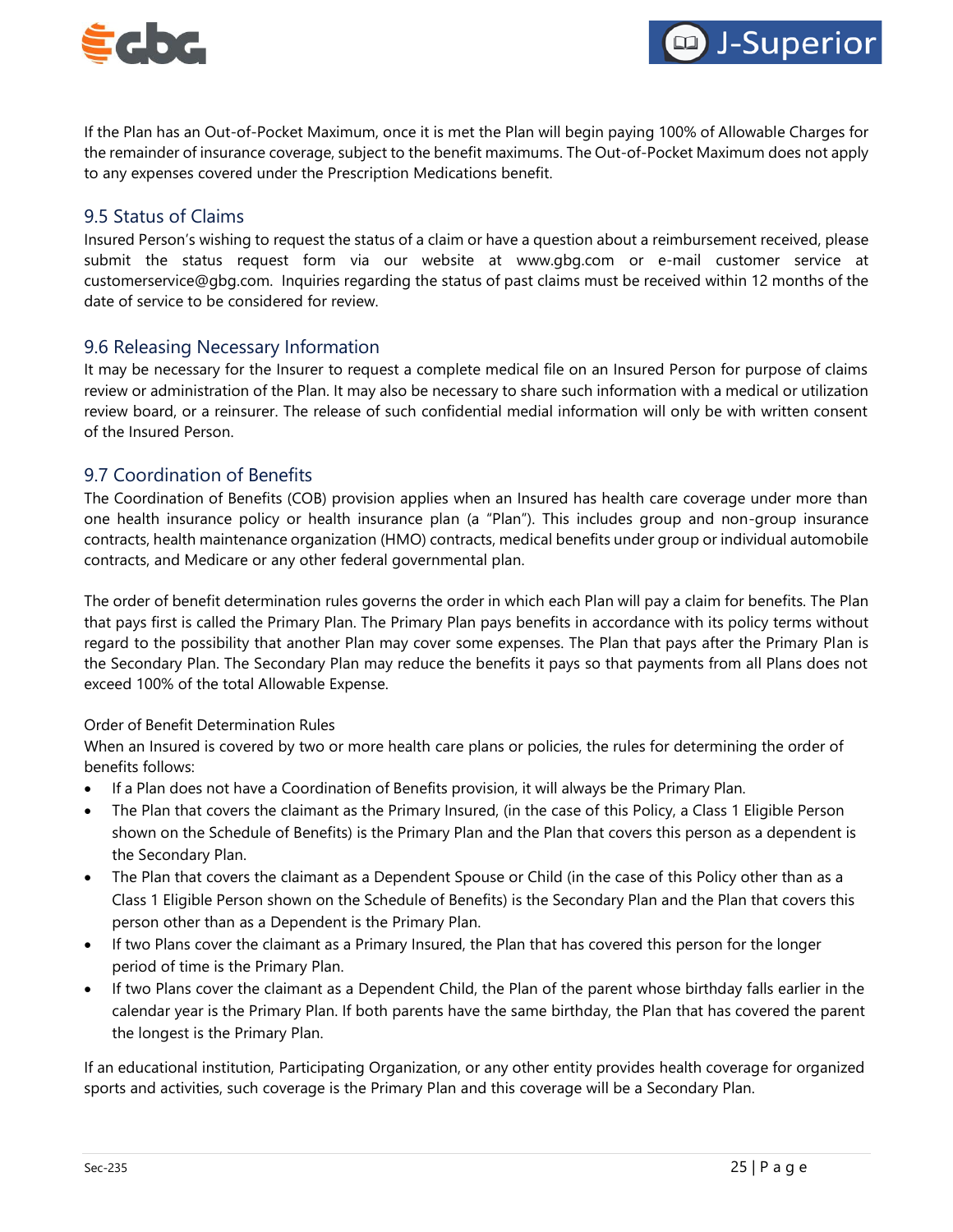If the Plan has an Out-of-Pocket Maximum, once it is met the Plan will begin paying 100% of Allowable Charges for the remainder of insurance coverage, subject to the benefit maximums. The Out-of-Pocket Maximum does not apply to any expenses covered under the Prescription Medications benefit.

## 9.5 Status of Claims

Insured Person's wishing to request the status of a claim or have a question about a reimbursement received, please submit the status request form via our website at www.gbg.com or e-mail customer service at customerservice@gbg.com. Inquiries regarding the status of past claims must be received within 12 months of the date of service to be considered for review.

## 9.6 Releasing Necessary Information

It may be necessary for the Insurer to request a complete medical file on an Insured Person for purpose of claims review or administration of the Plan. It may also be necessary to share such information with a medical or utilization review board, or a reinsurer. The release of such confidential medial information will only be with written consent of the Insured Person.

## 9.7 Coordination of Benefits

The Coordination of Benefits (COB) provision applies when an Insured has health care coverage under more than one health insurance policy or health insurance plan (a "Plan"). This includes group and non-group insurance contracts, health maintenance organization (HMO) contracts, medical benefits under group or individual automobile contracts, and Medicare or any other federal governmental plan.

The order of benefit determination rules governs the order in which each Plan will pay a claim for benefits. The Plan that pays first is called the Primary Plan. The Primary Plan pays benefits in accordance with its policy terms without regard to the possibility that another Plan may cover some expenses. The Plan that pays after the Primary Plan is the Secondary Plan. The Secondary Plan may reduce the benefits it pays so that payments from all Plans does not exceed 100% of the total Allowable Expense.

Order of Benefit Determination Rules

When an Insured is covered by two or more health care plans or policies, the rules for determining the order of benefits follows:

- If a Plan does not have a Coordination of Benefits provision, it will always be the Primary Plan.
- The Plan that covers the claimant as the Primary Insured, (in the case of this Policy, a Class 1 Eligible Person shown on the Schedule of Benefits) is the Primary Plan and the Plan that covers this person as a dependent is the Secondary Plan.
- The Plan that covers the claimant as a Dependent Spouse or Child (in the case of this Policy other than as a Class 1 Eligible Person shown on the Schedule of Benefits) is the Secondary Plan and the Plan that covers this person other than as a Dependent is the Primary Plan.
- If two Plans cover the claimant as a Primary Insured, the Plan that has covered this person for the longer period of time is the Primary Plan.
- If two Plans cover the claimant as a Dependent Child, the Plan of the parent whose birthday falls earlier in the calendar year is the Primary Plan. If both parents have the same birthday, the Plan that has covered the parent the longest is the Primary Plan.

If an educational institution, Participating Organization, or any other entity provides health coverage for organized sports and activities, such coverage is the Primary Plan and this coverage will be a Secondary Plan.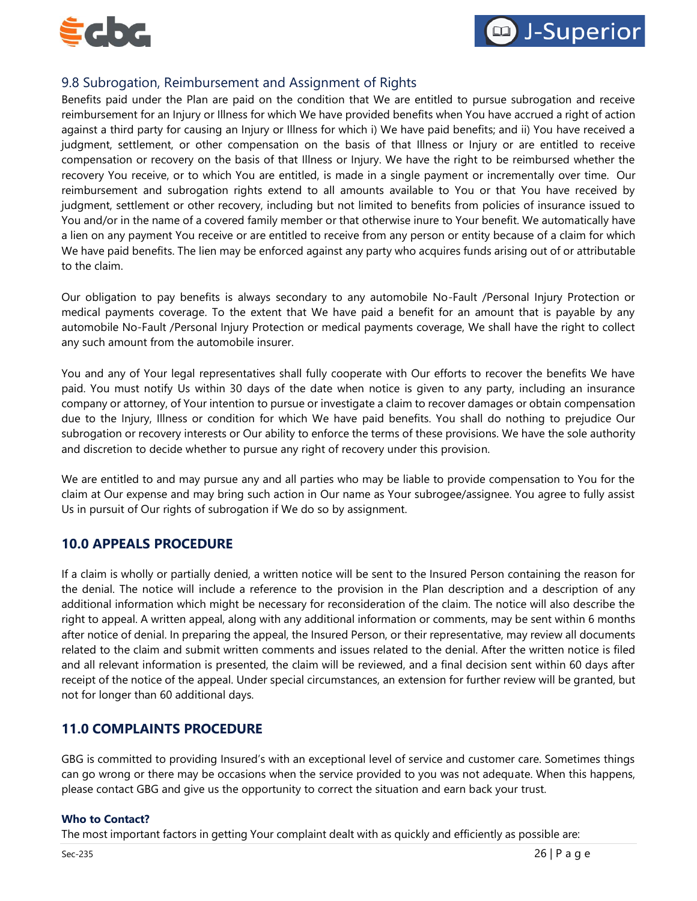## 9.8 Subrogation, Reimbursement and Assignment of Rights

Benefits paid under the Plan are paid on the condition that We are entitled to pursue subrogation and receive reimbursement for an Injury or Illness for which We have provided benefits when You have accrued a right of action against a third party for causing an Injury or Illness for which i) We have paid benefits; and ii) You have received a judgment, settlement, or other compensation on the basis of that Illness or Injury or are entitled to receive compensation or recovery on the basis of that Illness or Injury. We have the right to be reimbursed whether the recovery You receive, or to which You are entitled, is made in a single payment or incrementally over time. Our reimbursement and subrogation rights extend to all amounts available to You or that You have received by judgment, settlement or other recovery, including but not limited to benefits from policies of insurance issued to You and/or in the name of a covered family member or that otherwise inure to Your benefit. We automatically have a lien on any payment You receive or are entitled to receive from any person or entity because of a claim for which We have paid benefits. The lien may be enforced against any party who acquires funds arising out of or attributable to the claim.

Our obligation to pay benefits is always secondary to any automobile No-Fault /Personal Injury Protection or medical payments coverage. To the extent that We have paid a benefit for an amount that is payable by any automobile No-Fault /Personal Injury Protection or medical payments coverage, We shall have the right to collect any such amount from the automobile insurer.

You and any of Your legal representatives shall fully cooperate with Our efforts to recover the benefits We have paid. You must notify Us within 30 days of the date when notice is given to any party, including an insurance company or attorney, of Your intention to pursue or investigate a claim to recover damages or obtain compensation due to the Injury, Illness or condition for which We have paid benefits. You shall do nothing to prejudice Our subrogation or recovery interests or Our ability to enforce the terms of these provisions. We have the sole authority and discretion to decide whether to pursue any right of recovery under this provision.

We are entitled to and may pursue any and all parties who may be liable to provide compensation to You for the claim at Our expense and may bring such action in Our name as Your subrogee/assignee. You agree to fully assist Us in pursuit of Our rights of subrogation if We do so by assignment.

# 10.0 APPEALS PROCEDURE

If a claim is wholly or partially denied, a written notice will be sent to the Insured Person containing the reason for the denial. The notice will include a reference to the provision in the Plan description and a description of any additional information which might be necessary for reconsideration of the claim. The notice will also describe the right to appeal. A written appeal, along with any additional information or comments, may be sent within 6 months after notice of denial. In preparing the appeal, the Insured Person, or their representative, may review all documents related to the claim and submit written comments and issues related to the denial. After the written notice is filed and all relevant information is presented, the claim will be reviewed, and a final decision sent within 60 days after receipt of the notice of the appeal. Under special circumstances, an extension for further review will be granted, but not for longer than 60 additional days.

# 11.0 COMPLAINTS PROCEDURE

GBG is committed to providing Insured's with an exceptional level of service and customer care. Sometimes things can go wrong or there may be occasions when the service provided to you was not adequate. When this happens, please contact GBG and give us the opportunity to correct the situation and earn back your trust.

### Who to Contact?

The most important factors in getting Your complaint dealt with as quickly and efficiently as possible are: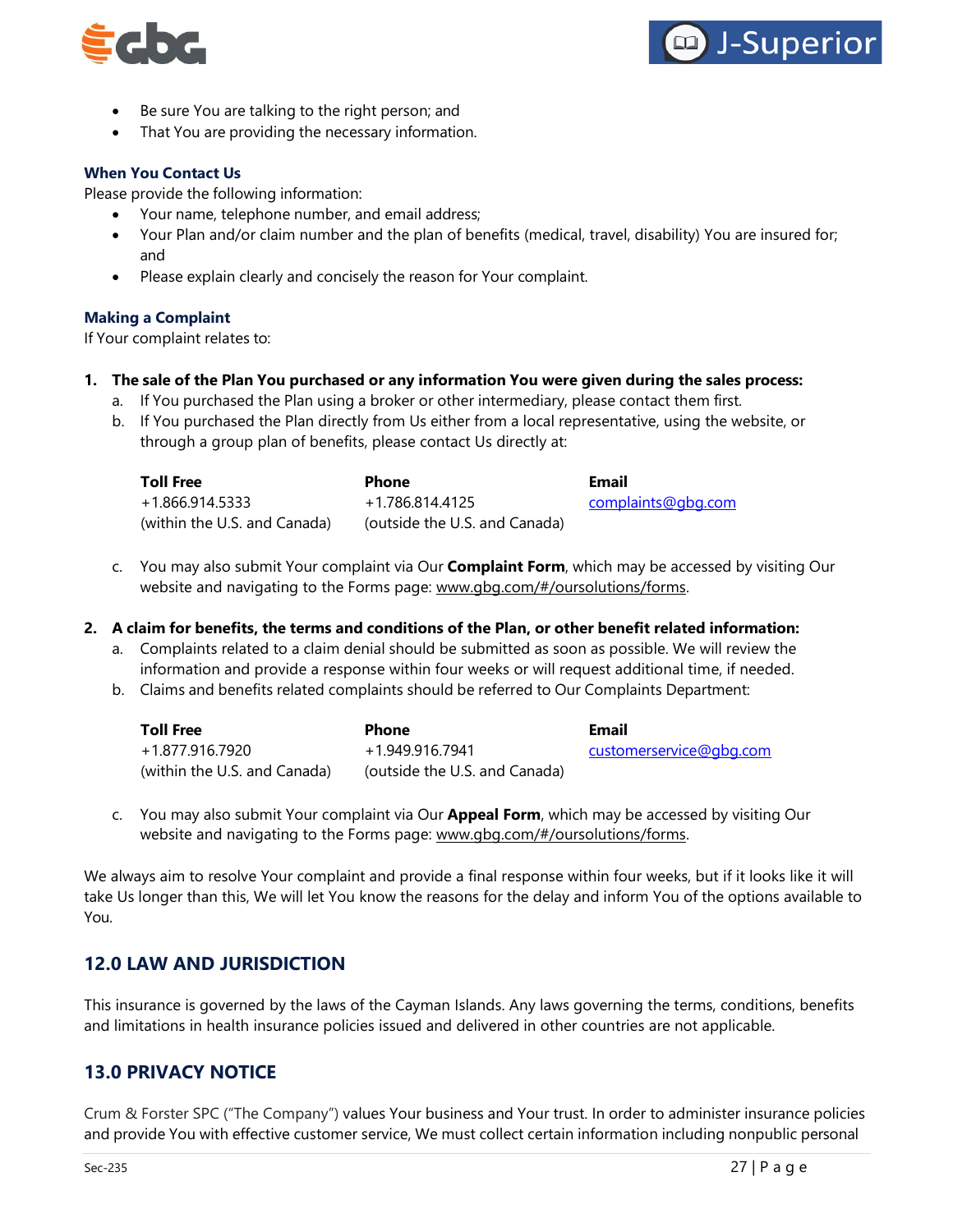- Be sure You are talking to the right person; and
- That You are providing the necessary information.

**When You Contact Us**

Please provide the following information:

- Your name, telephone number, and email address;
- Your Plan and/or claim number and the plan of benefits (medical, travel, disability) You are insured for; and
- Please explain clearly and concisely the reason for Your complaint.

**Making a Complaint**

If Your complaint relates to:

1. **The sale of the Plan You purchased or any information You were given during the sales process:**
   a. If You purchased the Plan using a broker or other intermediary, please contact them first.
   b. If You purchased the Plan directly from Us either from a local representative, using the website, or through a group plan of benefits, please contact Us directly at:

| Toll Free | Phone | Email |
|---|---|---|
| +1.866.914.5333 (within the U.S. and Canada) | +1.786.814.4125 (outside the U.S. and Canada) | complaints@gbg.com |

   c. You may also submit Your complaint via Our **Complaint Form**, which may be accessed by visiting Our website and navigating to the Forms page: www.gbg.com/#/oursolutions/forms.

2. **A claim for benefits, the terms and conditions of the Plan, or other benefit related information:**
   a. Complaints related to a claim denial should be submitted as soon as possible. We will review the information and provide a response within four weeks or will request additional time, if needed.
   b. Claims and benefits related complaints should be referred to Our Complaints Department:

| Toll Free | Phone | Email |
|---|---|---|
| +1.877.916.7920 (within the U.S. and Canada) | +1.949.916.7941 (outside the U.S. and Canada) | customerservice@gbg.com |

   c. You may also submit Your complaint via Our **Appeal Form**, which may be accessed by visiting Our website and navigating to the Forms page: www.gbg.com/#/oursolutions/forms.

We always aim to resolve Your complaint and provide a final response within four weeks, but if it looks like it will take Us longer than this, We will let You know the reasons for the delay and inform You of the options available to You.

## 12.0 LAW AND JURISDICTION

This insurance is governed by the laws of the Cayman Islands. Any laws governing the terms, conditions, benefits and limitations in health insurance policies issued and delivered in other countries are not applicable.

## 13.0 PRIVACY NOTICE

Crum & Forster SPC ("The Company") values Your business and Your trust. In order to administer insurance policies and provide You with effective customer service, We must collect certain information including nonpublic personal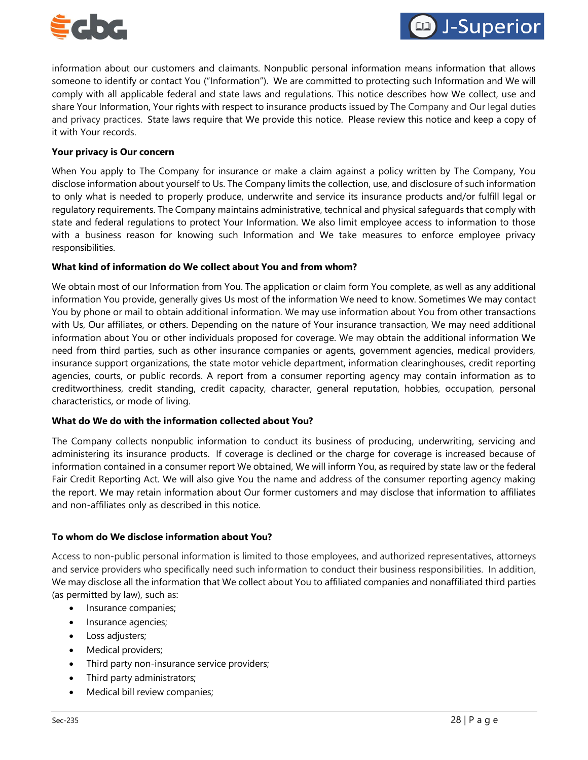information about our customers and claimants. Nonpublic personal information means information that allows someone to identify or contact You ("Information"). We are committed to protecting such Information and We will comply with all applicable federal and state laws and regulations. This notice describes how We collect, use and share Your Information, Your rights with respect to insurance products issued by The Company and Our legal duties and privacy practices. State laws require that We provide this notice. Please review this notice and keep a copy of it with Your records.

**Your privacy is Our concern**

When You apply to The Company for insurance or make a claim against a policy written by The Company, You disclose information about yourself to Us. The Company limits the collection, use, and disclosure of such information to only what is needed to properly produce, underwrite and service its insurance products and/or fulfill legal or regulatory requirements. The Company maintains administrative, technical and physical safeguards that comply with state and federal regulations to protect Your Information. We also limit employee access to information to those with a business reason for knowing such Information and We take measures to enforce employee privacy responsibilities.

**What kind of information do We collect about You and from whom?**

We obtain most of our Information from You. The application or claim form You complete, as well as any additional information You provide, generally gives Us most of the information We need to know. Sometimes We may contact You by phone or mail to obtain additional information. We may use information about You from other transactions with Us, Our affiliates, or others. Depending on the nature of Your insurance transaction, We may need additional information about You or other individuals proposed for coverage. We may obtain the additional information We need from third parties, such as other insurance companies or agents, government agencies, medical providers, insurance support organizations, the state motor vehicle department, information clearinghouses, credit reporting agencies, courts, or public records. A report from a consumer reporting agency may contain information as to creditworthiness, credit standing, credit capacity, character, general reputation, hobbies, occupation, personal characteristics, or mode of living.

**What do We do with the information collected about You?**

The Company collects nonpublic information to conduct its business of producing, underwriting, servicing and administering its insurance products. If coverage is declined or the charge for coverage is increased because of information contained in a consumer report We obtained, We will inform You, as required by state law or the federal Fair Credit Reporting Act. We will also give You the name and address of the consumer reporting agency making the report. We may retain information about Our former customers and may disclose that information to affiliates and non-affiliates only as described in this notice.

**To whom do We disclose information about You?**

Access to non-public personal information is limited to those employees, and authorized representatives, attorneys and service providers who specifically need such information to conduct their business responsibilities. In addition, We may disclose all the information that We collect about You to affiliated companies and nonaffiliated third parties (as permitted by law), such as:

- Insurance companies;
- Insurance agencies;
- Loss adjusters;
- Medical providers;
- Third party non-insurance service providers;
- Third party administrators;
- Medical bill review companies;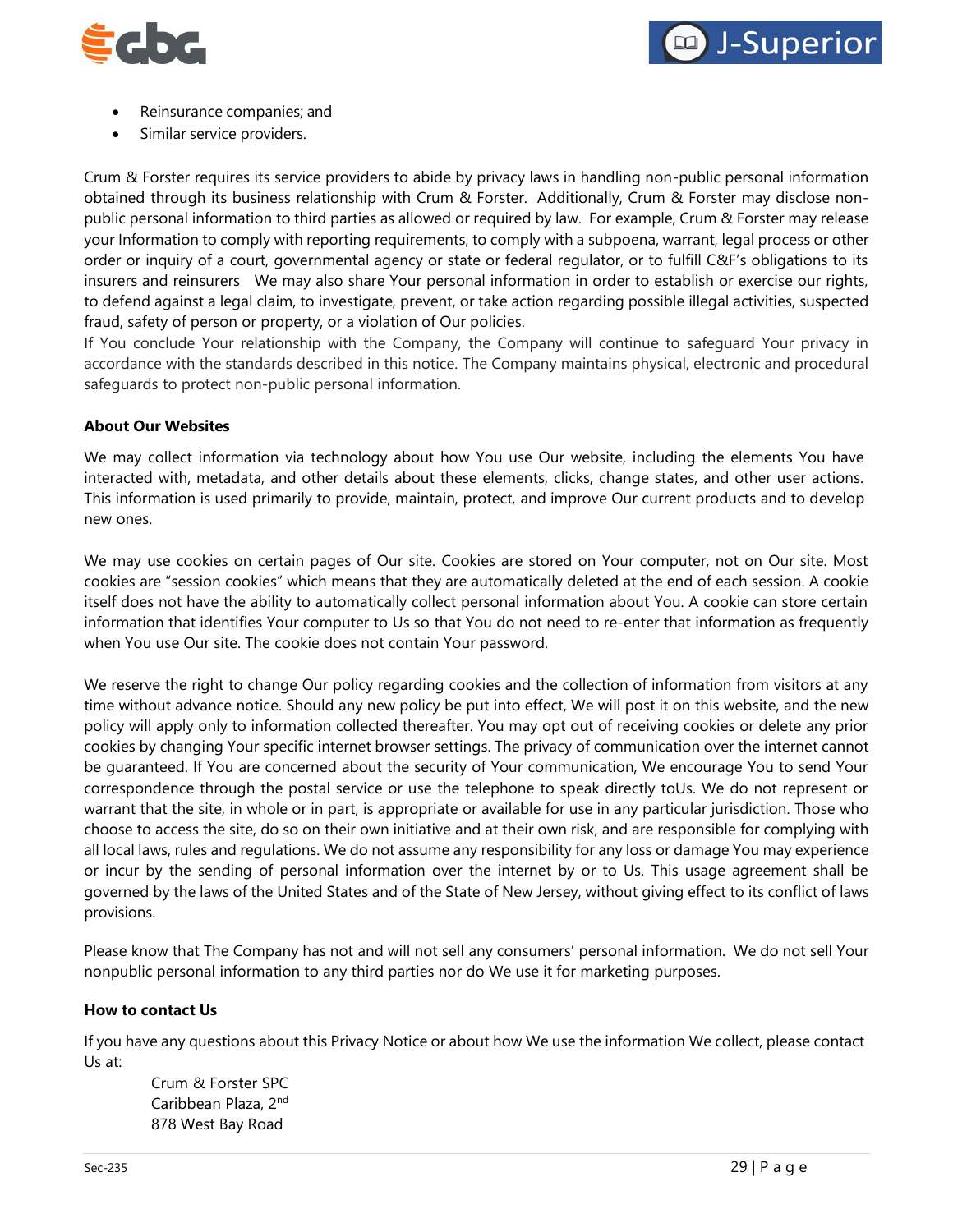- Reinsurance companies; and
- Similar service providers.

Crum & Forster requires its service providers to abide by privacy laws in handling non-public personal information obtained through its business relationship with Crum & Forster. Additionally, Crum & Forster may disclose non-public personal information to third parties as allowed or required by law. For example, Crum & Forster may release your Information to comply with reporting requirements, to comply with a subpoena, warrant, legal process or other order or inquiry of a court, governmental agency or state or federal regulator, or to fulfill C&F's obligations to its insurers and reinsurers  We may also share Your personal information in order to establish or exercise our rights, to defend against a legal claim, to investigate, prevent, or take action regarding possible illegal activities, suspected fraud, safety of person or property, or a violation of Our policies.
If You conclude Your relationship with the Company, the Company will continue to safeguard Your privacy in accordance with the standards described in this notice. The Company maintains physical, electronic and procedural safeguards to protect non-public personal information.

**About Our Websites**

We may collect information via technology about how You use Our website, including the elements You have interacted with, metadata, and other details about these elements, clicks, change states, and other user actions. This information is used primarily to provide, maintain, protect, and improve Our current products and to develop new ones.

We may use cookies on certain pages of Our site. Cookies are stored on Your computer, not on Our site. Most cookies are "session cookies" which means that they are automatically deleted at the end of each session. A cookie itself does not have the ability to automatically collect personal information about You. A cookie can store certain information that identifies Your computer to Us so that You do not need to re-enter that information as frequently when You use Our site. The cookie does not contain Your password.

We reserve the right to change Our policy regarding cookies and the collection of information from visitors at any time without advance notice. Should any new policy be put into effect, We will post it on this website, and the new policy will apply only to information collected thereafter. You may opt out of receiving cookies or delete any prior cookies by changing Your specific internet browser settings. The privacy of communication over the internet cannot be guaranteed. If You are concerned about the security of Your communication, We encourage You to send Your correspondence through the postal service or use the telephone to speak directly toUs. We do not represent or warrant that the site, in whole or in part, is appropriate or available for use in any particular jurisdiction. Those who choose to access the site, do so on their own initiative and at their own risk, and are responsible for complying with all local laws, rules and regulations. We do not assume any responsibility for any loss or damage You may experience or incur by the sending of personal information over the internet by or to Us. This usage agreement shall be governed by the laws of the United States and of the State of New Jersey, without giving effect to its conflict of laws provisions.

Please know that The Company has not and will not sell any consumers' personal information. We do not sell Your nonpublic personal information to any third parties nor do We use it for marketing purposes.

**How to contact Us**

If you have any questions about this Privacy Notice or about how We use the information We collect, please contact Us at:

Crum & Forster SPC
Caribbean Plaza, 2nd
878 West Bay Road

Sec-235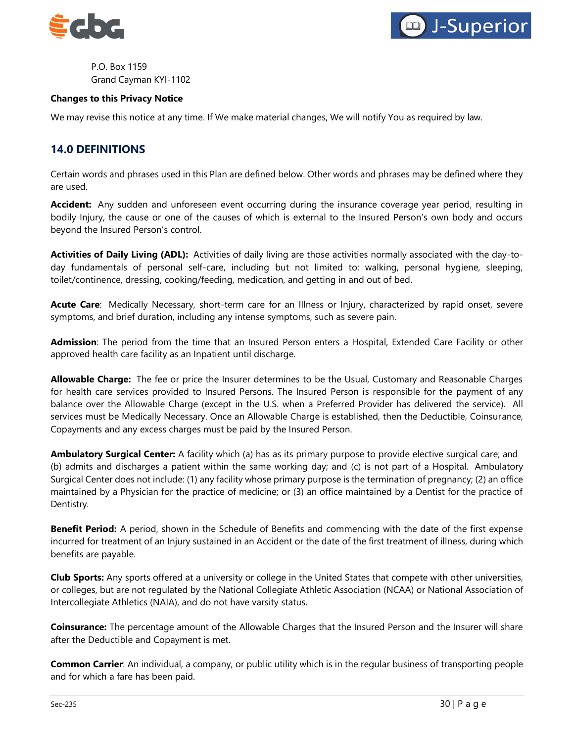P.O. Box 1159
Grand Cayman KYI-1102

**Changes to this Privacy Notice**

We may revise this notice at any time. If We make material changes, We will notify You as required by law.

## 14.0 DEFINITIONS

Certain words and phrases used in this Plan are defined below. Other words and phrases may be defined where they are used.

**Accident:** Any sudden and unforeseen event occurring during the insurance coverage year period, resulting in bodily Injury, the cause or one of the causes of which is external to the Insured Person's own body and occurs beyond the Insured Person's control.

**Activities of Daily Living (ADL):** Activities of daily living are those activities normally associated with the day-to-day fundamentals of personal self-care, including but not limited to: walking, personal hygiene, sleeping, toilet/continence, dressing, cooking/feeding, medication, and getting in and out of bed.

**Acute Care**: Medically Necessary, short-term care for an Illness or Injury, characterized by rapid onset, severe symptoms, and brief duration, including any intense symptoms, such as severe pain.

**Admission**: The period from the time that an Insured Person enters a Hospital, Extended Care Facility or other approved health care facility as an Inpatient until discharge.

**Allowable Charge:** The fee or price the Insurer determines to be the Usual, Customary and Reasonable Charges for health care services provided to Insured Persons. The Insured Person is responsible for the payment of any balance over the Allowable Charge (except in the U.S. when a Preferred Provider has delivered the service). All services must be Medically Necessary. Once an Allowable Charge is established, then the Deductible, Coinsurance, Copayments and any excess charges must be paid by the Insured Person.

**Ambulatory Surgical Center:** A facility which (a) has as its primary purpose to provide elective surgical care; and (b) admits and discharges a patient within the same working day; and (c) is not part of a Hospital. Ambulatory Surgical Center does not include: (1) any facility whose primary purpose is the termination of pregnancy; (2) an office maintained by a Physician for the practice of medicine; or (3) an office maintained by a Dentist for the practice of Dentistry.

**Benefit Period:** A period, shown in the Schedule of Benefits and commencing with the date of the first expense incurred for treatment of an Injury sustained in an Accident or the date of the first treatment of illness, during which benefits are payable.

**Club Sports:** Any sports offered at a university or college in the United States that compete with other universities, or colleges, but are not regulated by the National Collegiate Athletic Association (NCAA) or National Association of Intercollegiate Athletics (NAIA), and do not have varsity status.

**Coinsurance:** The percentage amount of the Allowable Charges that the Insured Person and the Insurer will share after the Deductible and Copayment is met.

**Common Carrier**: An individual, a company, or public utility which is in the regular business of transporting people and for which a fare has been paid.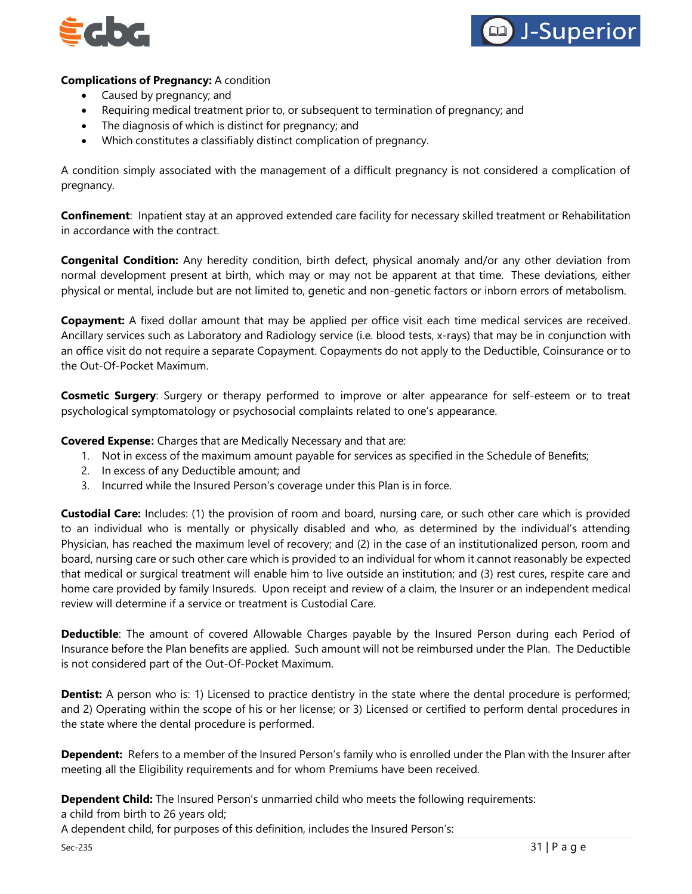**Complications of Pregnancy:** A condition

- Caused by pregnancy; and
- Requiring medical treatment prior to, or subsequent to termination of pregnancy; and
- The diagnosis of which is distinct for pregnancy; and
- Which constitutes a classifiably distinct complication of pregnancy.

A condition simply associated with the management of a difficult pregnancy is not considered a complication of pregnancy.

**Confinement**: Inpatient stay at an approved extended care facility for necessary skilled treatment or Rehabilitation in accordance with the contract.

**Congenital Condition:** Any heredity condition, birth defect, physical anomaly and/or any other deviation from normal development present at birth, which may or may not be apparent at that time. These deviations, either physical or mental, include but are not limited to, genetic and non-genetic factors or inborn errors of metabolism.

**Copayment:** A fixed dollar amount that may be applied per office visit each time medical services are received. Ancillary services such as Laboratory and Radiology service (i.e. blood tests, x-rays) that may be in conjunction with an office visit do not require a separate Copayment. Copayments do not apply to the Deductible, Coinsurance or to the Out-Of-Pocket Maximum.

**Cosmetic Surgery**: Surgery or therapy performed to improve or alter appearance for self-esteem or to treat psychological symptomatology or psychosocial complaints related to one's appearance.

**Covered Expense:** Charges that are Medically Necessary and that are:

1. Not in excess of the maximum amount payable for services as specified in the Schedule of Benefits;
2. In excess of any Deductible amount; and
3. Incurred while the Insured Person's coverage under this Plan is in force.

**Custodial Care:** Includes: (1) the provision of room and board, nursing care, or such other care which is provided to an individual who is mentally or physically disabled and who, as determined by the individual's attending Physician, has reached the maximum level of recovery; and (2) in the case of an institutionalized person, room and board, nursing care or such other care which is provided to an individual for whom it cannot reasonably be expected that medical or surgical treatment will enable him to live outside an institution; and (3) rest cures, respite care and home care provided by family Insureds. Upon receipt and review of a claim, the Insurer or an independent medical review will determine if a service or treatment is Custodial Care.

**Deductible**: The amount of covered Allowable Charges payable by the Insured Person during each Period of Insurance before the Plan benefits are applied. Such amount will not be reimbursed under the Plan. The Deductible is not considered part of the Out-Of-Pocket Maximum.

**Dentist:** A person who is: 1) Licensed to practice dentistry in the state where the dental procedure is performed; and 2) Operating within the scope of his or her license; or 3) Licensed or certified to perform dental procedures in the state where the dental procedure is performed.

**Dependent:** Refers to a member of the Insured Person's family who is enrolled under the Plan with the Insurer after meeting all the Eligibility requirements and for whom Premiums have been received.

**Dependent Child:** The Insured Person's unmarried child who meets the following requirements:
a child from birth to 26 years old;
A dependent child, for purposes of this definition, includes the Insured Person's: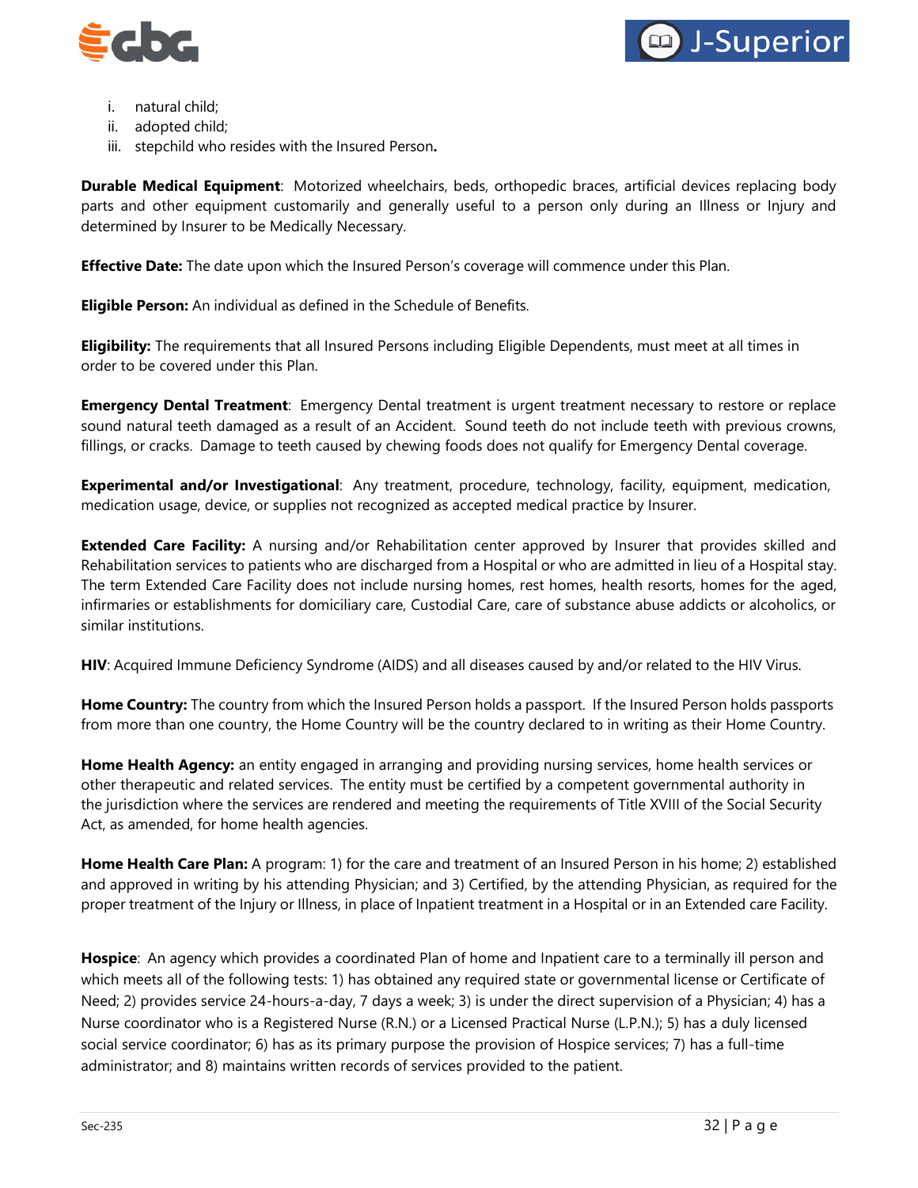i. natural child;
ii. adopted child;
iii. stepchild who resides with the Insured Person**.**

**Durable Medical Equipment**: Motorized wheelchairs, beds, orthopedic braces, artificial devices replacing body parts and other equipment customarily and generally useful to a person only during an Illness or Injury and determined by Insurer to be Medically Necessary.

**Effective Date:** The date upon which the Insured Person's coverage will commence under this Plan.

**Eligible Person:** An individual as defined in the Schedule of Benefits.

**Eligibility:** The requirements that all Insured Persons including Eligible Dependents, must meet at all times in order to be covered under this Plan.

**Emergency Dental Treatment**: Emergency Dental treatment is urgent treatment necessary to restore or replace sound natural teeth damaged as a result of an Accident. Sound teeth do not include teeth with previous crowns, fillings, or cracks. Damage to teeth caused by chewing foods does not qualify for Emergency Dental coverage.

**Experimental and/or Investigational**: Any treatment, procedure, technology, facility, equipment, medication, medication usage, device, or supplies not recognized as accepted medical practice by Insurer.

**Extended Care Facility:** A nursing and/or Rehabilitation center approved by Insurer that provides skilled and Rehabilitation services to patients who are discharged from a Hospital or who are admitted in lieu of a Hospital stay. The term Extended Care Facility does not include nursing homes, rest homes, health resorts, homes for the aged, infirmaries or establishments for domiciliary care, Custodial Care, care of substance abuse addicts or alcoholics, or similar institutions.

**HIV**: Acquired Immune Deficiency Syndrome (AIDS) and all diseases caused by and/or related to the HIV Virus.

**Home Country:** The country from which the Insured Person holds a passport. If the Insured Person holds passports from more than one country, the Home Country will be the country declared to in writing as their Home Country.

**Home Health Agency:** an entity engaged in arranging and providing nursing services, home health services or other therapeutic and related services. The entity must be certified by a competent governmental authority in the jurisdiction where the services are rendered and meeting the requirements of Title XVIII of the Social Security Act, as amended, for home health agencies.

**Home Health Care Plan:** A program: 1) for the care and treatment of an Insured Person in his home; 2) established and approved in writing by his attending Physician; and 3) Certified, by the attending Physician, as required for the proper treatment of the Injury or Illness, in place of Inpatient treatment in a Hospital or in an Extended care Facility.

**Hospice**: An agency which provides a coordinated Plan of home and Inpatient care to a terminally ill person and which meets all of the following tests: 1) has obtained any required state or governmental license or Certificate of Need; 2) provides service 24-hours-a-day, 7 days a week; 3) is under the direct supervision of a Physician; 4) has a Nurse coordinator who is a Registered Nurse (R.N.) or a Licensed Practical Nurse (L.P.N.); 5) has a duly licensed social service coordinator; 6) has as its primary purpose the provision of Hospice services; 7) has a full-time administrator; and 8) maintains written records of services provided to the patient.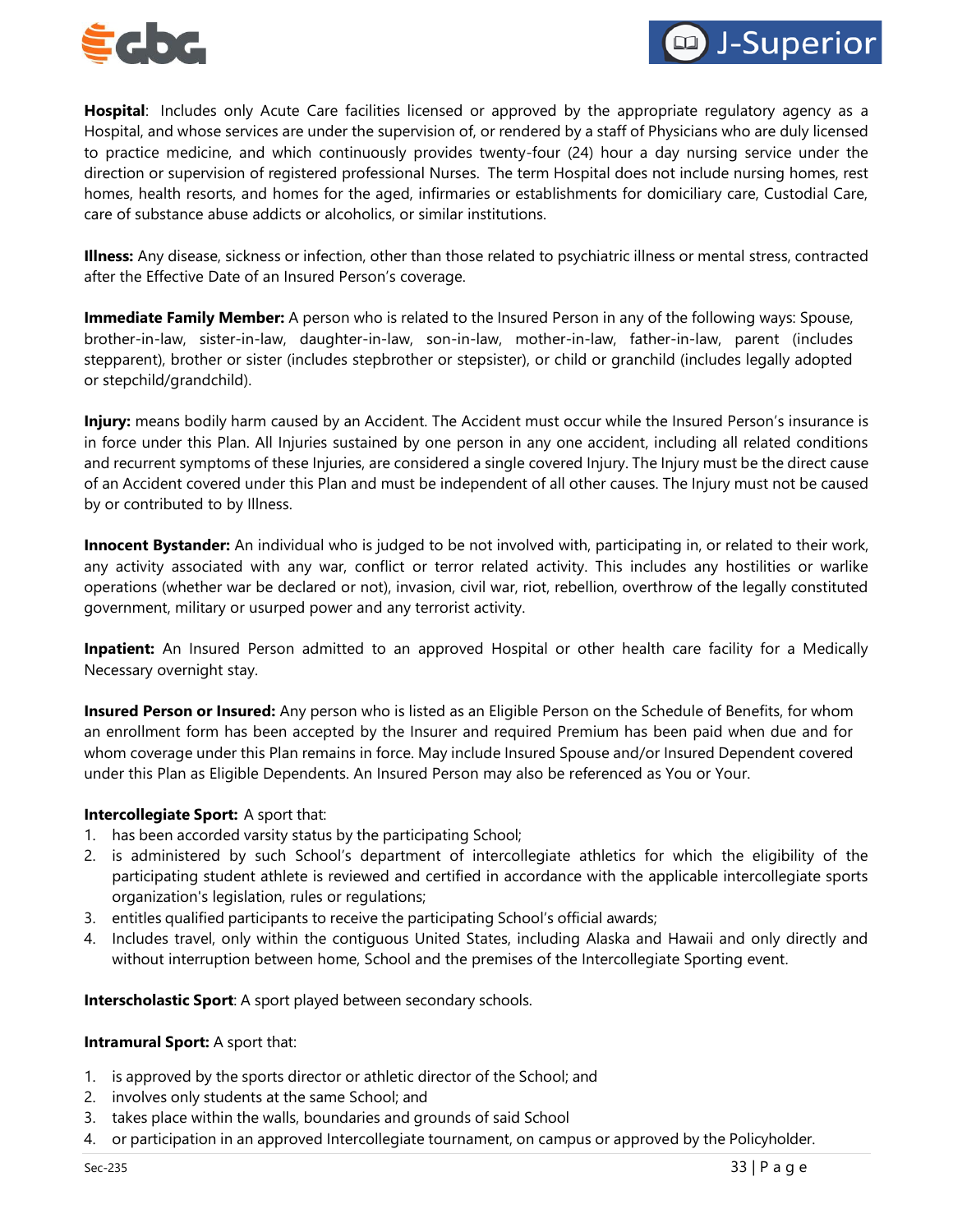**Hospital**: Includes only Acute Care facilities licensed or approved by the appropriate regulatory agency as a Hospital, and whose services are under the supervision of, or rendered by a staff of Physicians who are duly licensed to practice medicine, and which continuously provides twenty-four (24) hour a day nursing service under the direction or supervision of registered professional Nurses. The term Hospital does not include nursing homes, rest homes, health resorts, and homes for the aged, infirmaries or establishments for domiciliary care, Custodial Care, care of substance abuse addicts or alcoholics, or similar institutions.

**Illness:** Any disease, sickness or infection, other than those related to psychiatric illness or mental stress, contracted after the Effective Date of an Insured Person's coverage.

**Immediate Family Member:** A person who is related to the Insured Person in any of the following ways: Spouse, brother-in-law, sister-in-law, daughter-in-law, son-in-law, mother-in-law, father-in-law, parent (includes stepparent), brother or sister (includes stepbrother or stepsister), or child or granchild (includes legally adopted or stepchild/grandchild).

**Injury:** means bodily harm caused by an Accident. The Accident must occur while the Insured Person's insurance is in force under this Plan. All Injuries sustained by one person in any one accident, including all related conditions and recurrent symptoms of these Injuries, are considered a single covered Injury. The Injury must be the direct cause of an Accident covered under this Plan and must be independent of all other causes. The Injury must not be caused by or contributed to by Illness.

**Innocent Bystander:** An individual who is judged to be not involved with, participating in, or related to their work, any activity associated with any war, conflict or terror related activity. This includes any hostilities or warlike operations (whether war be declared or not), invasion, civil war, riot, rebellion, overthrow of the legally constituted government, military or usurped power and any terrorist activity.

**Inpatient:** An Insured Person admitted to an approved Hospital or other health care facility for a Medically Necessary overnight stay.

**Insured Person or Insured:** Any person who is listed as an Eligible Person on the Schedule of Benefits, for whom an enrollment form has been accepted by the Insurer and required Premium has been paid when due and for whom coverage under this Plan remains in force. May include Insured Spouse and/or Insured Dependent covered under this Plan as Eligible Dependents. An Insured Person may also be referenced as You or Your.

**Intercollegiate Sport:** A sport that:

1. has been accorded varsity status by the participating School;
2. is administered by such School's department of intercollegiate athletics for which the eligibility of the participating student athlete is reviewed and certified in accordance with the applicable intercollegiate sports organization's legislation, rules or regulations;
3. entitles qualified participants to receive the participating School's official awards;
4. Includes travel, only within the contiguous United States, including Alaska and Hawaii and only directly and without interruption between home, School and the premises of the Intercollegiate Sporting event.

**Interscholastic Sport**: A sport played between secondary schools.

**Intramural Sport:** A sport that:

1. is approved by the sports director or athletic director of the School; and
2. involves only students at the same School; and
3. takes place within the walls, boundaries and grounds of said School
4. or participation in an approved Intercollegiate tournament, on campus or approved by the Policyholder.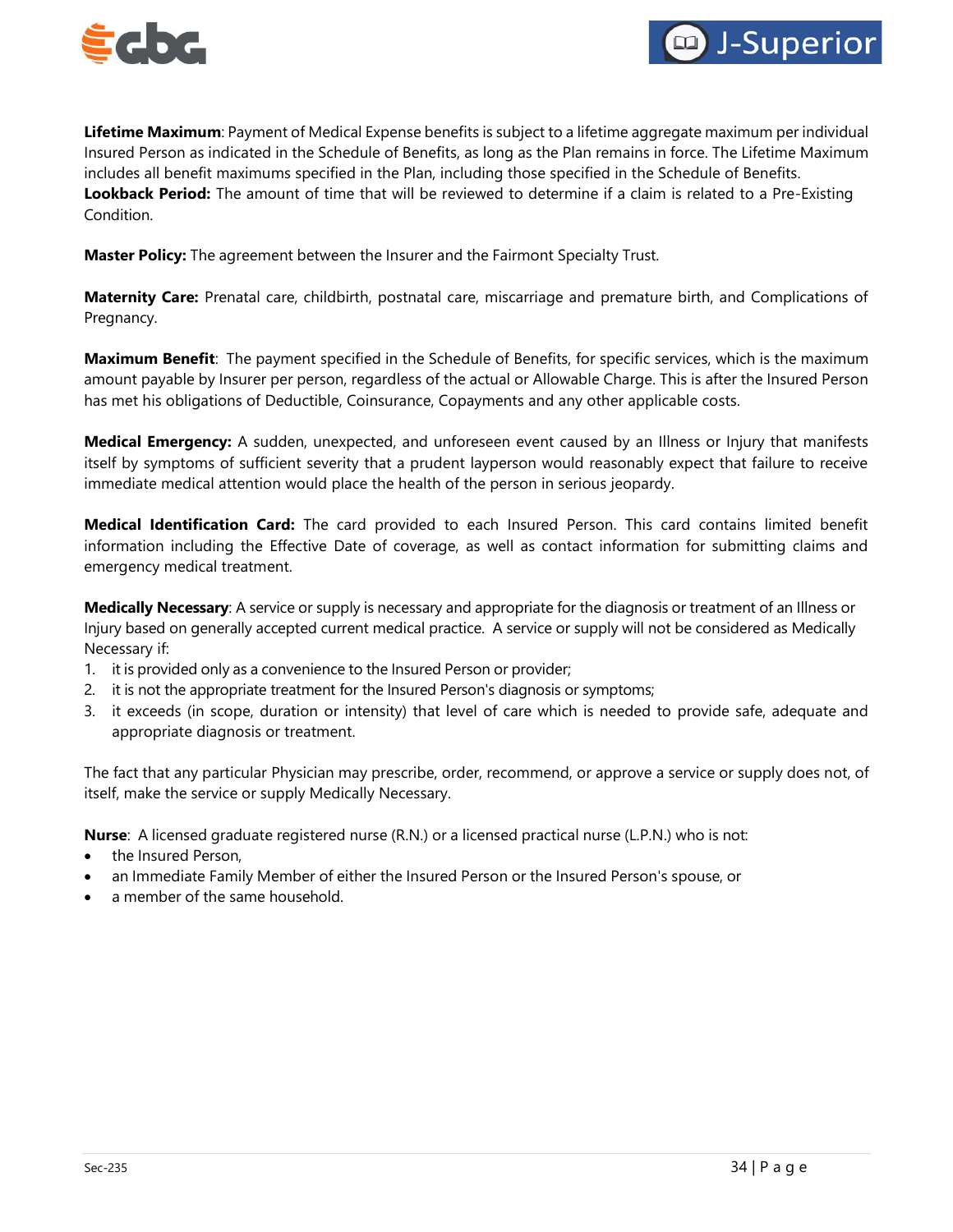**Lifetime Maximum**: Payment of Medical Expense benefits is subject to a lifetime aggregate maximum per individual Insured Person as indicated in the Schedule of Benefits, as long as the Plan remains in force. The Lifetime Maximum includes all benefit maximums specified in the Plan, including those specified in the Schedule of Benefits.
**Lookback Period:** The amount of time that will be reviewed to determine if a claim is related to a Pre-Existing Condition.

**Master Policy:** The agreement between the Insurer and the Fairmont Specialty Trust.

**Maternity Care:** Prenatal care, childbirth, postnatal care, miscarriage and premature birth, and Complications of Pregnancy.

**Maximum Benefit**: The payment specified in the Schedule of Benefits, for specific services, which is the maximum amount payable by Insurer per person, regardless of the actual or Allowable Charge. This is after the Insured Person has met his obligations of Deductible, Coinsurance, Copayments and any other applicable costs.

**Medical Emergency:** A sudden, unexpected, and unforeseen event caused by an Illness or Injury that manifests itself by symptoms of sufficient severity that a prudent layperson would reasonably expect that failure to receive immediate medical attention would place the health of the person in serious jeopardy.

**Medical Identification Card:** The card provided to each Insured Person. This card contains limited benefit information including the Effective Date of coverage, as well as contact information for submitting claims and emergency medical treatment.

**Medically Necessary**: A service or supply is necessary and appropriate for the diagnosis or treatment of an Illness or Injury based on generally accepted current medical practice. A service or supply will not be considered as Medically Necessary if:

1. it is provided only as a convenience to the Insured Person or provider;
2. it is not the appropriate treatment for the Insured Person's diagnosis or symptoms;
3. it exceeds (in scope, duration or intensity) that level of care which is needed to provide safe, adequate and appropriate diagnosis or treatment.

The fact that any particular Physician may prescribe, order, recommend, or approve a service or supply does not, of itself, make the service or supply Medically Necessary.

**Nurse**: A licensed graduate registered nurse (R.N.) or a licensed practical nurse (L.P.N.) who is not:

- the Insured Person,
- an Immediate Family Member of either the Insured Person or the Insured Person's spouse, or
- a member of the same household.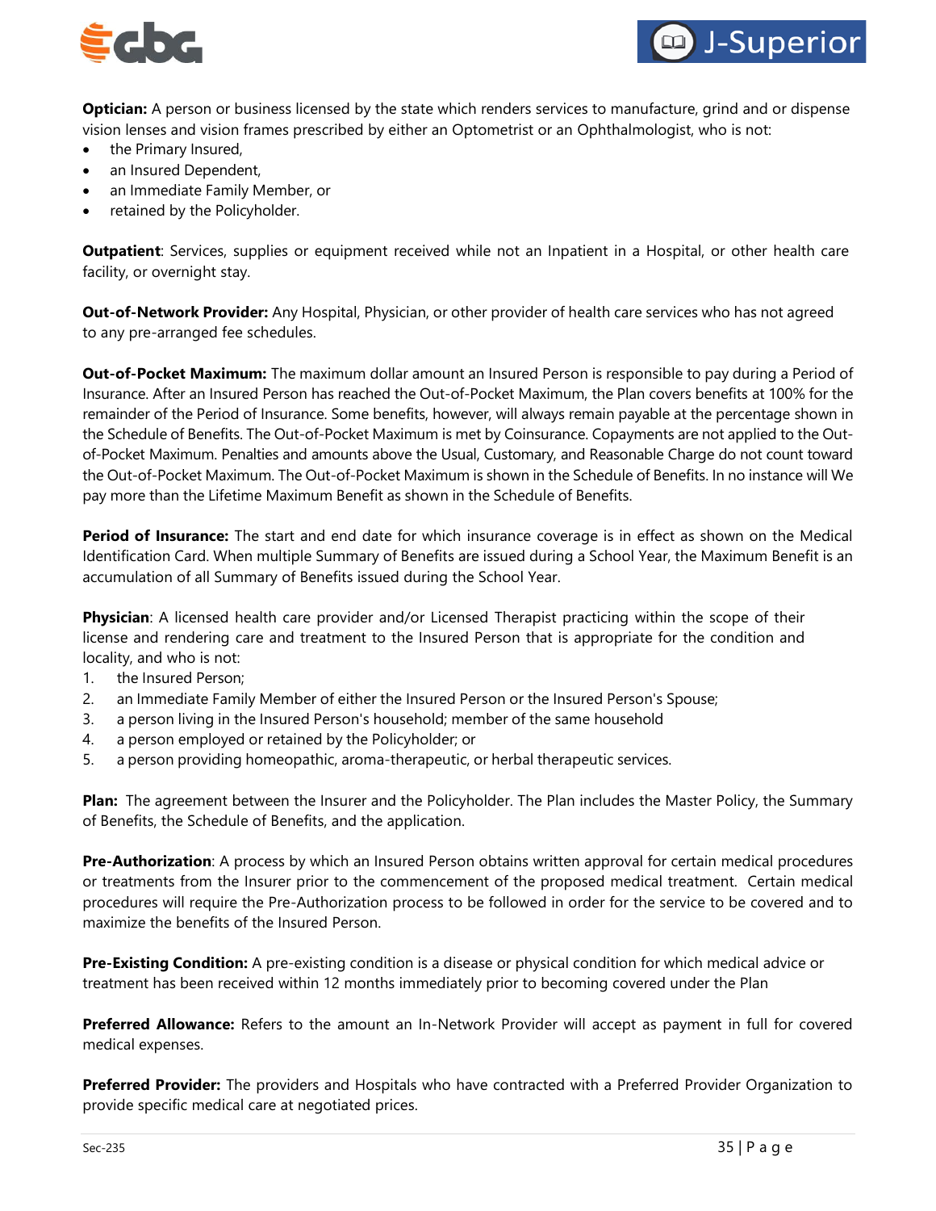**Optician:** A person or business licensed by the state which renders services to manufacture, grind and or dispense vision lenses and vision frames prescribed by either an Optometrist or an Ophthalmologist, who is not:

- the Primary Insured,
- an Insured Dependent,
- an Immediate Family Member, or
- retained by the Policyholder.

**Outpatient**: Services, supplies or equipment received while not an Inpatient in a Hospital, or other health care facility, or overnight stay.

**Out-of-Network Provider:** Any Hospital, Physician, or other provider of health care services who has not agreed to any pre-arranged fee schedules.

**Out-of-Pocket Maximum:** The maximum dollar amount an Insured Person is responsible to pay during a Period of Insurance. After an Insured Person has reached the Out-of-Pocket Maximum, the Plan covers benefits at 100% for the remainder of the Period of Insurance. Some benefits, however, will always remain payable at the percentage shown in the Schedule of Benefits. The Out-of-Pocket Maximum is met by Coinsurance. Copayments are not applied to the Out-of-Pocket Maximum. Penalties and amounts above the Usual, Customary, and Reasonable Charge do not count toward the Out-of-Pocket Maximum. The Out-of-Pocket Maximum is shown in the Schedule of Benefits. In no instance will We pay more than the Lifetime Maximum Benefit as shown in the Schedule of Benefits.

**Period of Insurance:** The start and end date for which insurance coverage is in effect as shown on the Medical Identification Card. When multiple Summary of Benefits are issued during a School Year, the Maximum Benefit is an accumulation of all Summary of Benefits issued during the School Year.

**Physician**: A licensed health care provider and/or Licensed Therapist practicing within the scope of their license and rendering care and treatment to the Insured Person that is appropriate for the condition and locality, and who is not:

1. the Insured Person;
2. an Immediate Family Member of either the Insured Person or the Insured Person's Spouse;
3. a person living in the Insured Person's household; member of the same household
4. a person employed or retained by the Policyholder; or
5. a person providing homeopathic, aroma-therapeutic, or herbal therapeutic services.

**Plan:** The agreement between the Insurer and the Policyholder. The Plan includes the Master Policy, the Summary of Benefits, the Schedule of Benefits, and the application.

**Pre-Authorization**: A process by which an Insured Person obtains written approval for certain medical procedures or treatments from the Insurer prior to the commencement of the proposed medical treatment. Certain medical procedures will require the Pre-Authorization process to be followed in order for the service to be covered and to maximize the benefits of the Insured Person.

**Pre-Existing Condition:** A pre-existing condition is a disease or physical condition for which medical advice or treatment has been received within 12 months immediately prior to becoming covered under the Plan

**Preferred Allowance:** Refers to the amount an In-Network Provider will accept as payment in full for covered medical expenses.

**Preferred Provider:** The providers and Hospitals who have contracted with a Preferred Provider Organization to provide specific medical care at negotiated prices.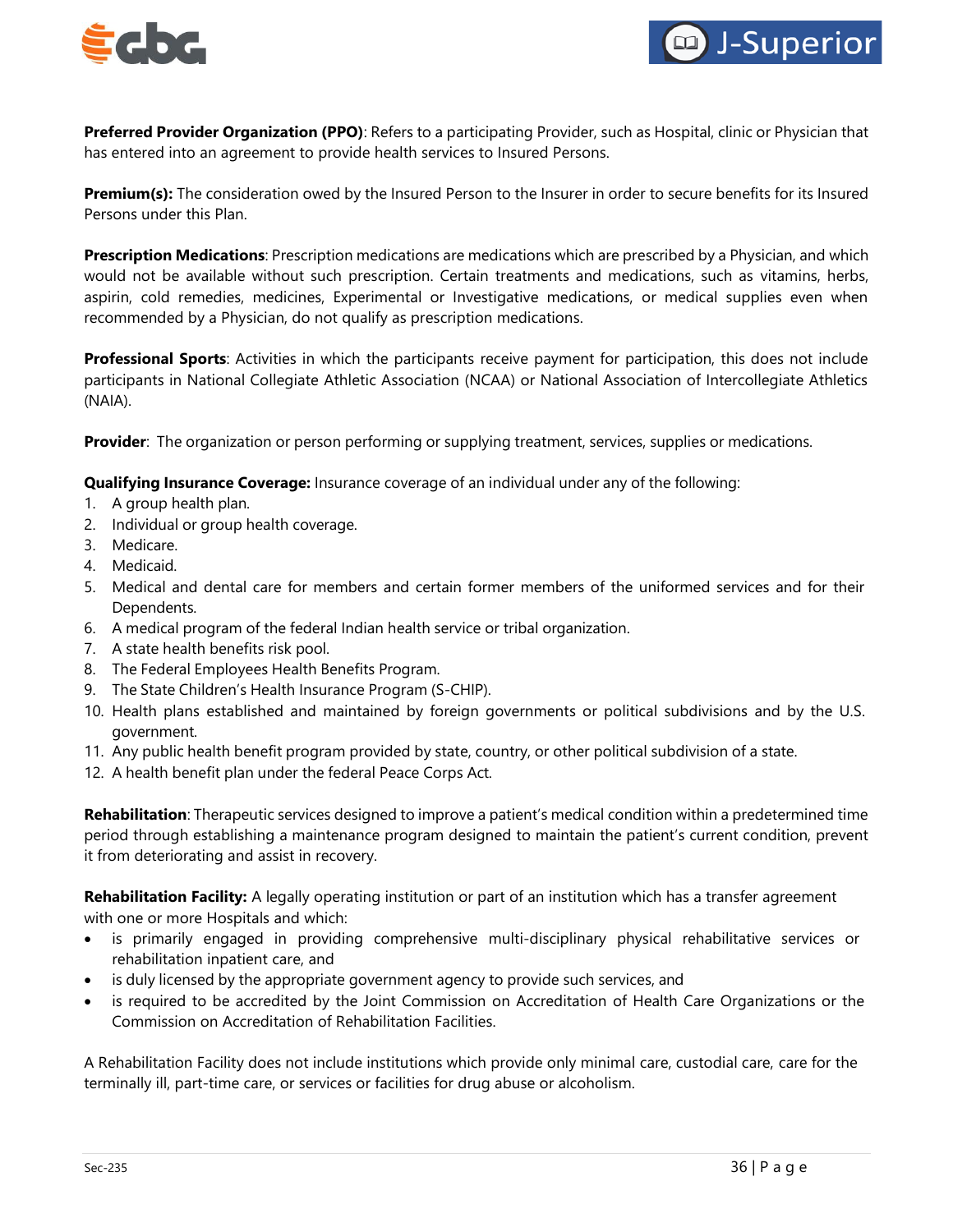**Preferred Provider Organization (PPO)**: Refers to a participating Provider, such as Hospital, clinic or Physician that has entered into an agreement to provide health services to Insured Persons.

**Premium(s):** The consideration owed by the Insured Person to the Insurer in order to secure benefits for its Insured Persons under this Plan.

**Prescription Medications**: Prescription medications are medications which are prescribed by a Physician, and which would not be available without such prescription. Certain treatments and medications, such as vitamins, herbs, aspirin, cold remedies, medicines, Experimental or Investigative medications, or medical supplies even when recommended by a Physician, do not qualify as prescription medications.

**Professional Sports**: Activities in which the participants receive payment for participation, this does not include participants in National Collegiate Athletic Association (NCAA) or National Association of Intercollegiate Athletics (NAIA).

**Provider**: The organization or person performing or supplying treatment, services, supplies or medications.

**Qualifying Insurance Coverage:** Insurance coverage of an individual under any of the following:

1. A group health plan.
2. Individual or group health coverage.
3. Medicare.
4. Medicaid.
5. Medical and dental care for members and certain former members of the uniformed services and for their Dependents.
6. A medical program of the federal Indian health service or tribal organization.
7. A state health benefits risk pool.
8. The Federal Employees Health Benefits Program.
9. The State Children's Health Insurance Program (S-CHIP).
10. Health plans established and maintained by foreign governments or political subdivisions and by the U.S. government.
11. Any public health benefit program provided by state, country, or other political subdivision of a state.
12. A health benefit plan under the federal Peace Corps Act.

**Rehabilitation**: Therapeutic services designed to improve a patient's medical condition within a predetermined time period through establishing a maintenance program designed to maintain the patient's current condition, prevent it from deteriorating and assist in recovery.

**Rehabilitation Facility:** A legally operating institution or part of an institution which has a transfer agreement with one or more Hospitals and which:

- is primarily engaged in providing comprehensive multi-disciplinary physical rehabilitative services or rehabilitation inpatient care, and
- is duly licensed by the appropriate government agency to provide such services, and
- is required to be accredited by the Joint Commission on Accreditation of Health Care Organizations or the Commission on Accreditation of Rehabilitation Facilities.

A Rehabilitation Facility does not include institutions which provide only minimal care, custodial care, care for the terminally ill, part-time care, or services or facilities for drug abuse or alcoholism.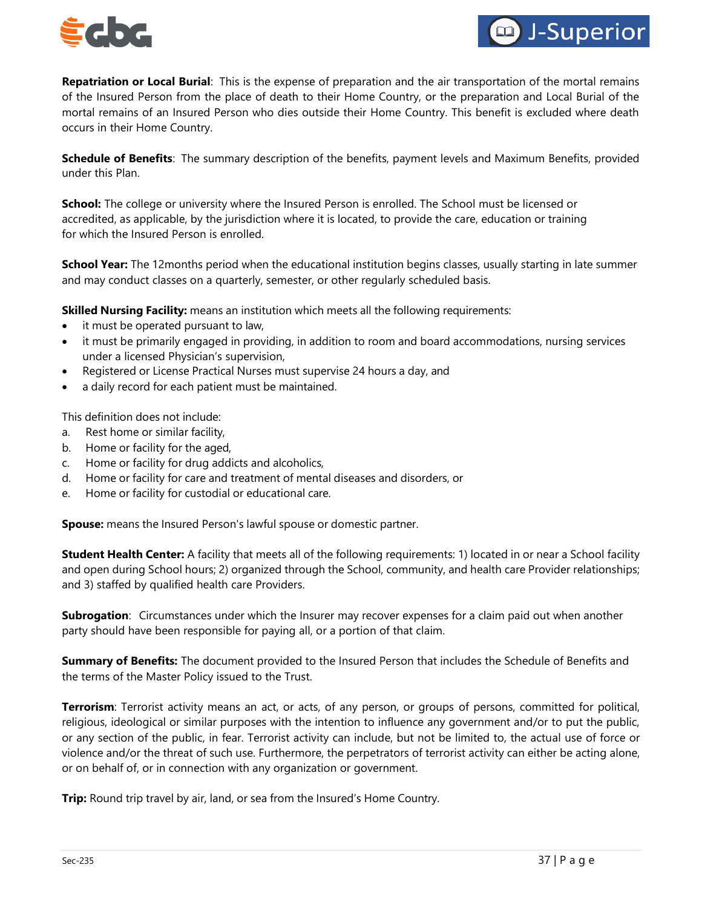**Repatriation or Local Burial**: This is the expense of preparation and the air transportation of the mortal remains of the Insured Person from the place of death to their Home Country, or the preparation and Local Burial of the mortal remains of an Insured Person who dies outside their Home Country. This benefit is excluded where death occurs in their Home Country.

**Schedule of Benefits**: The summary description of the benefits, payment levels and Maximum Benefits, provided under this Plan.

**School:** The college or university where the Insured Person is enrolled. The School must be licensed or accredited, as applicable, by the jurisdiction where it is located, to provide the care, education or training for which the Insured Person is enrolled.

**School Year:** The 12months period when the educational institution begins classes, usually starting in late summer and may conduct classes on a quarterly, semester, or other regularly scheduled basis.

**Skilled Nursing Facility:** means an institution which meets all the following requirements:

- it must be operated pursuant to law,
- it must be primarily engaged in providing, in addition to room and board accommodations, nursing services under a licensed Physician's supervision,
- Registered or License Practical Nurses must supervise 24 hours a day, and
- a daily record for each patient must be maintained.

This definition does not include:

a. Rest home or similar facility,
b. Home or facility for the aged,
c. Home or facility for drug addicts and alcoholics,
d. Home or facility for care and treatment of mental diseases and disorders, or
e. Home or facility for custodial or educational care.

**Spouse:** means the Insured Person's lawful spouse or domestic partner.

**Student Health Center:** A facility that meets all of the following requirements: 1) located in or near a School facility and open during School hours; 2) organized through the School, community, and health care Provider relationships; and 3) staffed by qualified health care Providers.

**Subrogation**: Circumstances under which the Insurer may recover expenses for a claim paid out when another party should have been responsible for paying all, or a portion of that claim.

**Summary of Benefits:** The document provided to the Insured Person that includes the Schedule of Benefits and the terms of the Master Policy issued to the Trust.

**Terrorism**: Terrorist activity means an act, or acts, of any person, or groups of persons, committed for political, religious, ideological or similar purposes with the intention to influence any government and/or to put the public, or any section of the public, in fear. Terrorist activity can include, but not be limited to, the actual use of force or violence and/or the threat of such use. Furthermore, the perpetrators of terrorist activity can either be acting alone, or on behalf of, or in connection with any organization or government.

**Trip:** Round trip travel by air, land, or sea from the Insured's Home Country.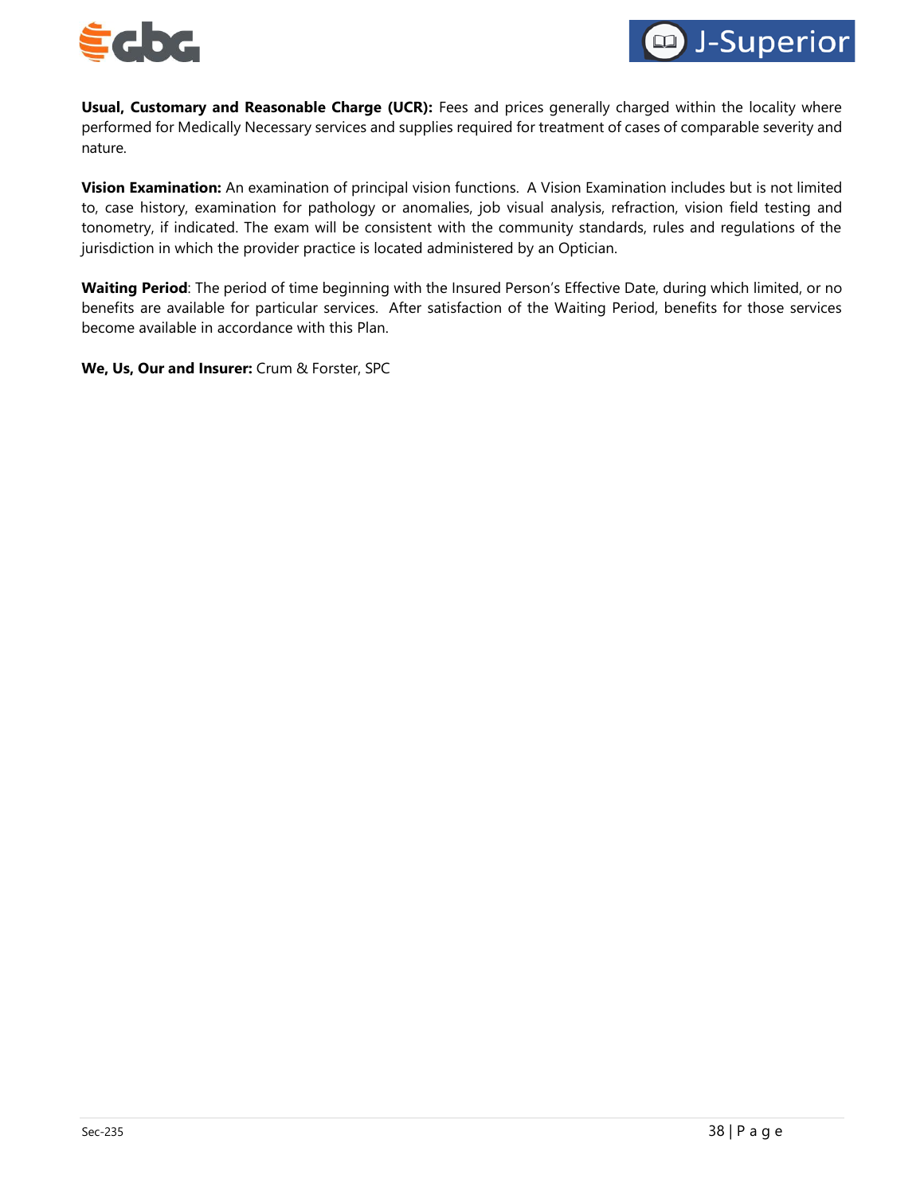**Usual, Customary and Reasonable Charge (UCR):** Fees and prices generally charged within the locality where performed for Medically Necessary services and supplies required for treatment of cases of comparable severity and nature.

**Vision Examination:** An examination of principal vision functions. A Vision Examination includes but is not limited to, case history, examination for pathology or anomalies, job visual analysis, refraction, vision field testing and tonometry, if indicated. The exam will be consistent with the community standards, rules and regulations of the jurisdiction in which the provider practice is located administered by an Optician.

**Waiting Period**: The period of time beginning with the Insured Person's Effective Date, during which limited, or no benefits are available for particular services. After satisfaction of the Waiting Period, benefits for those services become available in accordance with this Plan.

**We, Us, Our and Insurer:** Crum & Forster, SPC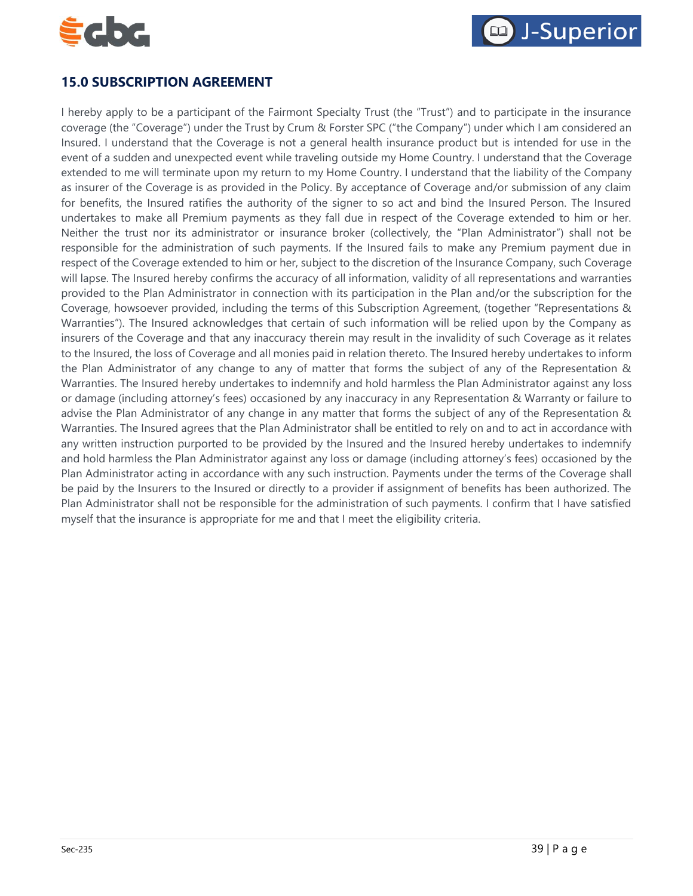## 15.0 SUBSCRIPTION AGREEMENT

I hereby apply to be a participant of the Fairmont Specialty Trust (the "Trust") and to participate in the insurance coverage (the "Coverage") under the Trust by Crum & Forster SPC ("the Company") under which I am considered an Insured. I understand that the Coverage is not a general health insurance product but is intended for use in the event of a sudden and unexpected event while traveling outside my Home Country. I understand that the Coverage extended to me will terminate upon my return to my Home Country. I understand that the liability of the Company as insurer of the Coverage is as provided in the Policy. By acceptance of Coverage and/or submission of any claim for benefits, the Insured ratifies the authority of the signer to so act and bind the Insured Person. The Insured undertakes to make all Premium payments as they fall due in respect of the Coverage extended to him or her. Neither the trust nor its administrator or insurance broker (collectively, the "Plan Administrator") shall not be responsible for the administration of such payments. If the Insured fails to make any Premium payment due in respect of the Coverage extended to him or her, subject to the discretion of the Insurance Company, such Coverage will lapse. The Insured hereby confirms the accuracy of all information, validity of all representations and warranties provided to the Plan Administrator in connection with its participation in the Plan and/or the subscription for the Coverage, howsoever provided, including the terms of this Subscription Agreement, (together "Representations & Warranties"). The Insured acknowledges that certain of such information will be relied upon by the Company as insurers of the Coverage and that any inaccuracy therein may result in the invalidity of such Coverage as it relates to the Insured, the loss of Coverage and all monies paid in relation thereto. The Insured hereby undertakes to inform the Plan Administrator of any change to any of matter that forms the subject of any of the Representation & Warranties. The Insured hereby undertakes to indemnify and hold harmless the Plan Administrator against any loss or damage (including attorney's fees) occasioned by any inaccuracy in any Representation & Warranty or failure to advise the Plan Administrator of any change in any matter that forms the subject of any of the Representation & Warranties. The Insured agrees that the Plan Administrator shall be entitled to rely on and to act in accordance with any written instruction purported to be provided by the Insured and the Insured hereby undertakes to indemnify and hold harmless the Plan Administrator against any loss or damage (including attorney's fees) occasioned by the Plan Administrator acting in accordance with any such instruction. Payments under the terms of the Coverage shall be paid by the Insurers to the Insured or directly to a provider if assignment of benefits has been authorized. The Plan Administrator shall not be responsible for the administration of such payments. I confirm that I have satisfied myself that the insurance is appropriate for me and that I meet the eligibility criteria.